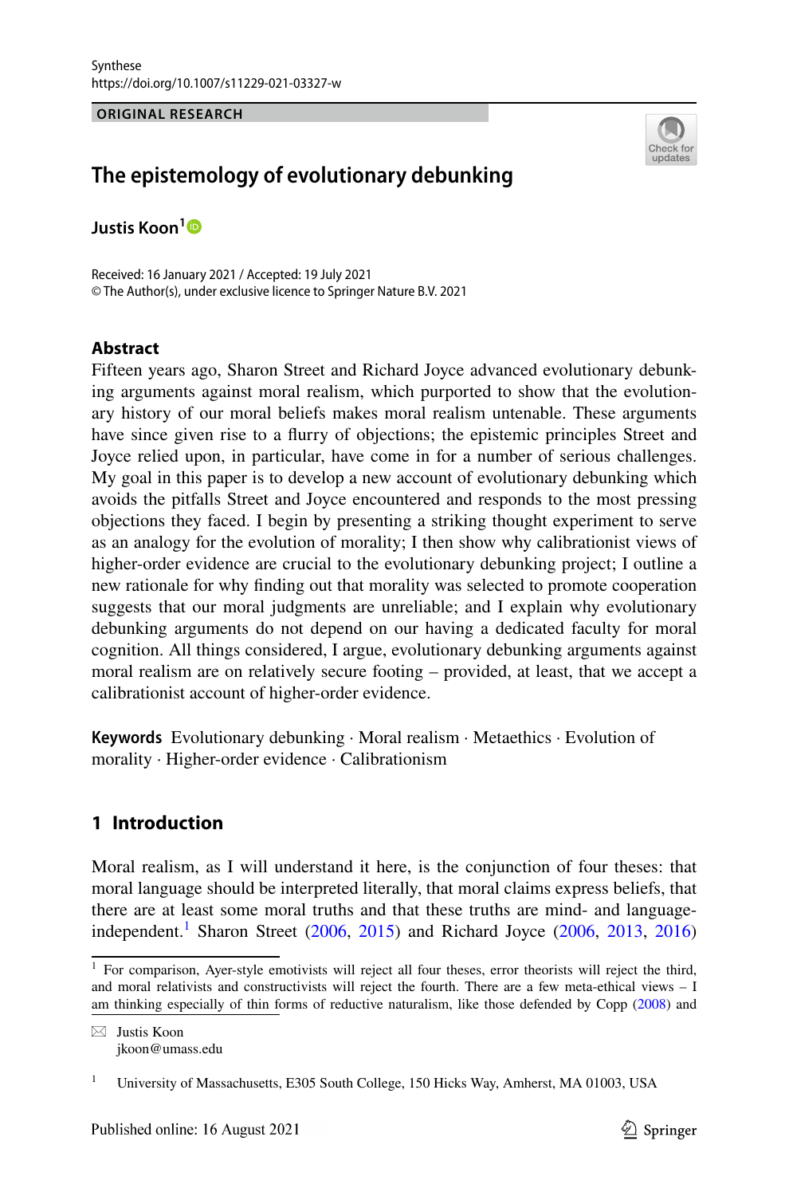Synthese
https://doi.org/10.1007/s11229-021-03327-w

ORIGINAL RESEARCH

# The epistemology of evolutionary debunking

**Justis Koon**[1]

Received: 16 January 2021 / Accepted: 19 July 2021
© The Author(s), under exclusive licence to Springer Nature B.V. 2021

## Abstract

Fifteen years ago, Sharon Street and Richard Joyce advanced evolutionary debunking arguments against moral realism, which purported to show that the evolutionary history of our moral beliefs makes moral realism untenable. These arguments have since given rise to a flurry of objections; the epistemic principles Street and Joyce relied upon, in particular, have come in for a number of serious challenges. My goal in this paper is to develop a new account of evolutionary debunking which avoids the pitfalls Street and Joyce encountered and responds to the most pressing objections they faced. I begin by presenting a striking thought experiment to serve as an analogy for the evolution of morality; I then show why calibrationist views of higher-order evidence are crucial to the evolutionary debunking project; I outline a new rationale for why finding out that morality was selected to promote cooperation suggests that our moral judgments are unreliable; and I explain why evolutionary debunking arguments do not depend on our having a dedicated faculty for moral cognition. All things considered, I argue, evolutionary debunking arguments against moral realism are on relatively secure footing – provided, at least, that we accept a calibrationist account of higher-order evidence.

**Keywords** Evolutionary debunking · Moral realism · Metaethics · Evolution of morality · Higher-order evidence · Calibrationism

## 1 Introduction

Moral realism, as I will understand it here, is the conjunction of four theses: that moral language should be interpreted literally, that moral claims express beliefs, that there are at least some moral truths and that these truths are mind- and language-independent.[1] Sharon Street (2006, 2015) and Richard Joyce (2006, 2013, 2016)

---

[1] For comparison, Ayer-style emotivists will reject all four theses, error theorists will reject the third, and moral relativists and constructivists will reject the fourth. There are a few meta-ethical views – I am thinking especially of thin forms of reductive naturalism, like those defended by Copp (2008) and

✉ Justis Koon
jkoon@umass.edu

[1] University of Massachusetts, E305 South College, 150 Hicks Way, Amherst, MA 01003, USA

Published online: 16 August 2021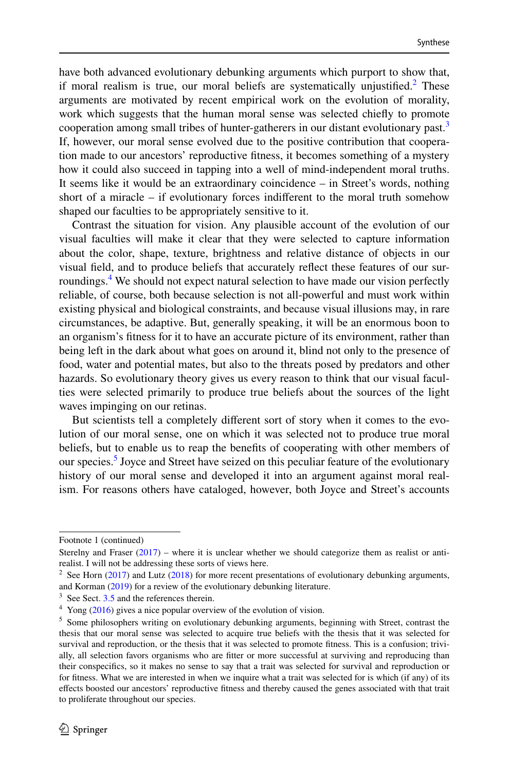have both advanced evolutionary debunking arguments which purport to show that, if moral realism is true, our moral beliefs are systematically unjustified.[2] These arguments are motivated by recent empirical work on the evolution of morality, work which suggests that the human moral sense was selected chiefly to promote cooperation among small tribes of hunter-gatherers in our distant evolutionary past.[3] If, however, our moral sense evolved due to the positive contribution that cooperation made to our ancestors' reproductive fitness, it becomes something of a mystery how it could also succeed in tapping into a well of mind-independent moral truths. It seems like it would be an extraordinary coincidence – in Street's words, nothing short of a miracle – if evolutionary forces indifferent to the moral truth somehow shaped our faculties to be appropriately sensitive to it.

Contrast the situation for vision. Any plausible account of the evolution of our visual faculties will make it clear that they were selected to capture information about the color, shape, texture, brightness and relative distance of objects in our visual field, and to produce beliefs that accurately reflect these features of our surroundings.[4] We should not expect natural selection to have made our vision perfectly reliable, of course, both because selection is not all-powerful and must work within existing physical and biological constraints, and because visual illusions may, in rare circumstances, be adaptive. But, generally speaking, it will be an enormous boon to an organism's fitness for it to have an accurate picture of its environment, rather than being left in the dark about what goes on around it, blind not only to the presence of food, water and potential mates, but also to the threats posed by predators and other hazards. So evolutionary theory gives us every reason to think that our visual faculties were selected primarily to produce true beliefs about the sources of the light waves impinging on our retinas.

But scientists tell a completely different sort of story when it comes to the evolution of our moral sense, one on which it was selected not to produce true moral beliefs, but to enable us to reap the benefits of cooperating with other members of our species.[5] Joyce and Street have seized on this peculiar feature of the evolutionary history of our moral sense and developed it into an argument against moral realism. For reasons others have cataloged, however, both Joyce and Street's accounts

---

Footnote 1 (continued)

Sterelny and Fraser (2017) – where it is unclear whether we should categorize them as realist or anti-realist. I will not be addressing these sorts of views here.

[2] See Horn (2017) and Lutz (2018) for more recent presentations of evolutionary debunking arguments, and Korman (2019) for a review of the evolutionary debunking literature.

[3] See Sect. 3.5 and the references therein.

[4] Yong (2016) gives a nice popular overview of the evolution of vision.

[5] Some philosophers writing on evolutionary debunking arguments, beginning with Street, contrast the thesis that our moral sense was selected to acquire true beliefs with the thesis that it was selected for survival and reproduction, or the thesis that it was selected to promote fitness. This is a confusion; trivially, all selection favors organisms who are fitter or more successful at surviving and reproducing than their conspecifics, so it makes no sense to say that a trait was selected for survival and reproduction or for fitness. What we are interested in when we inquire what a trait was selected for is which (if any) of its effects boosted our ancestors' reproductive fitness and thereby caused the genes associated with that trait to proliferate throughout our species.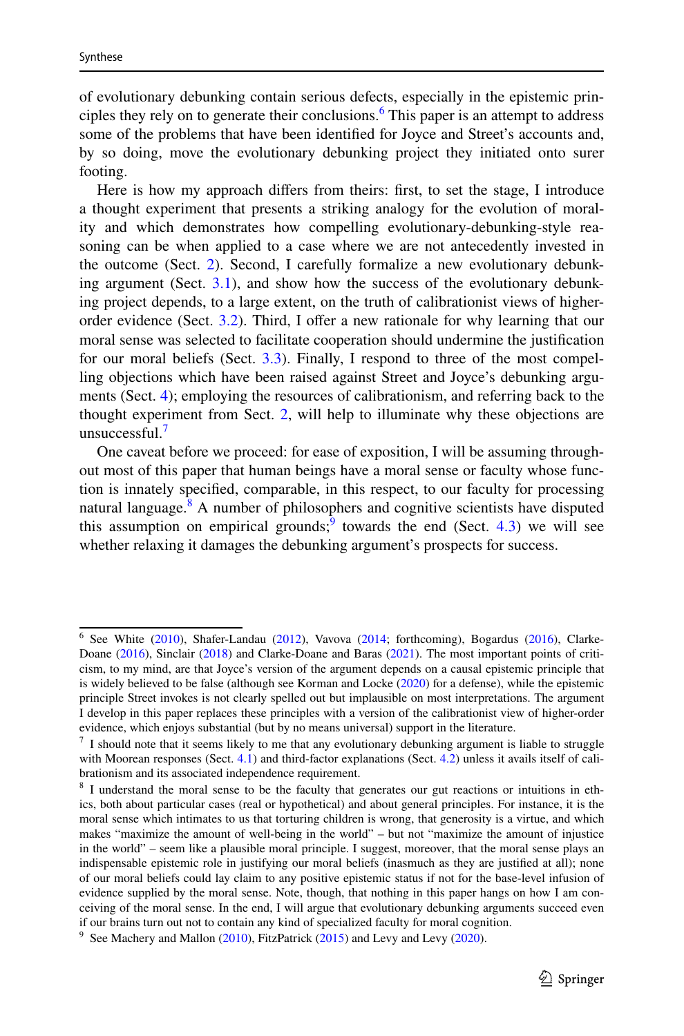of evolutionary debunking contain serious defects, especially in the epistemic principles they rely on to generate their conclusions.[6] This paper is an attempt to address some of the problems that have been identified for Joyce and Street's accounts and, by so doing, move the evolutionary debunking project they initiated onto surer footing.

Here is how my approach differs from theirs: first, to set the stage, I introduce a thought experiment that presents a striking analogy for the evolution of morality and which demonstrates how compelling evolutionary-debunking-style reasoning can be when applied to a case where we are not antecedently invested in the outcome (Sect. 2). Second, I carefully formalize a new evolutionary debunking argument (Sect. 3.1), and show how the success of the evolutionary debunking project depends, to a large extent, on the truth of calibrationist views of higher-order evidence (Sect. 3.2). Third, I offer a new rationale for why learning that our moral sense was selected to facilitate cooperation should undermine the justification for our moral beliefs (Sect. 3.3). Finally, I respond to three of the most compelling objections which have been raised against Street and Joyce's debunking arguments (Sect. 4); employing the resources of calibrationism, and referring back to the thought experiment from Sect. 2, will help to illuminate why these objections are unsuccessful.[7]

One caveat before we proceed: for ease of exposition, I will be assuming throughout most of this paper that human beings have a moral sense or faculty whose function is innately specified, comparable, in this respect, to our faculty for processing natural language.[8] A number of philosophers and cognitive scientists have disputed this assumption on empirical grounds;[9] towards the end (Sect. 4.3) we will see whether relaxing it damages the debunking argument's prospects for success.

---

[6] See White (2010), Shafer-Landau (2012), Vavova (2014; forthcoming), Bogardus (2016), Clarke-Doane (2016), Sinclair (2018) and Clarke-Doane and Baras (2021). The most important points of criticism, to my mind, are that Joyce's version of the argument depends on a causal epistemic principle that is widely believed to be false (although see Korman and Locke (2020) for a defense), while the epistemic principle Street invokes is not clearly spelled out but implausible on most interpretations. The argument I develop in this paper replaces these principles with a version of the calibrationist view of higher-order evidence, which enjoys substantial (but by no means universal) support in the literature.

[7] I should note that it seems likely to me that any evolutionary debunking argument is liable to struggle with Moorean responses (Sect. 4.1) and third-factor explanations (Sect. 4.2) unless it avails itself of calibrationism and its associated independence requirement.

[8] I understand the moral sense to be the faculty that generates our gut reactions or intuitions in ethics, both about particular cases (real or hypothetical) and about general principles. For instance, it is the moral sense which intimates to us that torturing children is wrong, that generosity is a virtue, and which makes "maximize the amount of well-being in the world" – but not "maximize the amount of injustice in the world" – seem like a plausible moral principle. I suggest, moreover, that the moral sense plays an indispensable epistemic role in justifying our moral beliefs (inasmuch as they are justified at all); none of our moral beliefs could lay claim to any positive epistemic status if not for the base-level infusion of evidence supplied by the moral sense. Note, though, that nothing in this paper hangs on how I am conceiving of the moral sense. In the end, I will argue that evolutionary debunking arguments succeed even if our brains turn out not to contain any kind of specialized faculty for moral cognition.

[9] See Machery and Mallon (2010), FitzPatrick (2015) and Levy and Levy (2020).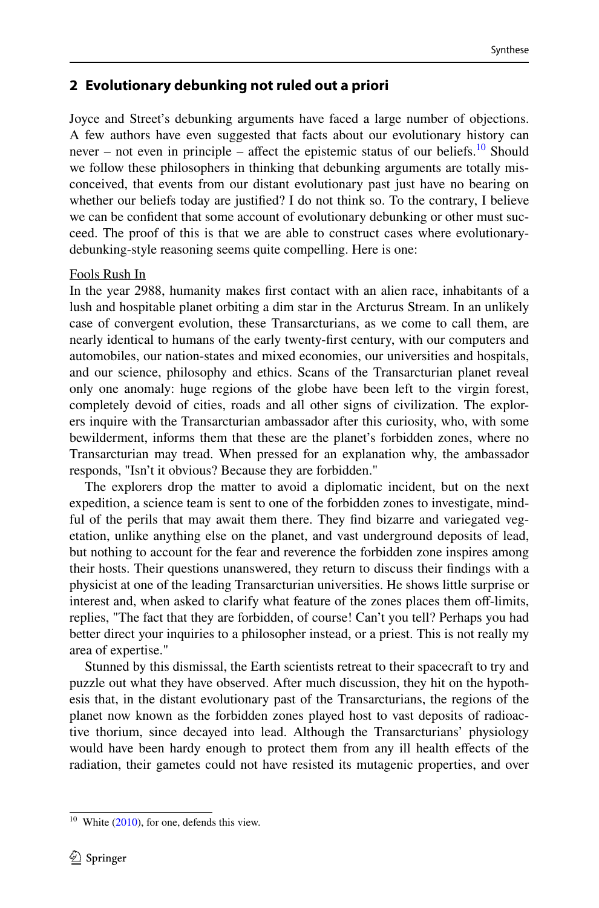## 2 Evolutionary debunking not ruled out a priori

Joyce and Street's debunking arguments have faced a large number of objections. A few authors have even suggested that facts about our evolutionary history can never – not even in principle – affect the epistemic status of our beliefs.[10] Should we follow these philosophers in thinking that debunking arguments are totally misconceived, that events from our distant evolutionary past just have no bearing on whether our beliefs today are justified? I do not think so. To the contrary, I believe we can be confident that some account of evolutionary debunking or other must succeed. The proof of this is that we are able to construct cases where evolutionary-debunking-style reasoning seems quite compelling. Here is one:

Fools Rush In

In the year 2988, humanity makes first contact with an alien race, inhabitants of a lush and hospitable planet orbiting a dim star in the Arcturus Stream. In an unlikely case of convergent evolution, these Transarcturians, as we come to call them, are nearly identical to humans of the early twenty-first century, with our computers and automobiles, our nation-states and mixed economies, our universities and hospitals, and our science, philosophy and ethics. Scans of the Transarcturian planet reveal only one anomaly: huge regions of the globe have been left to the virgin forest, completely devoid of cities, roads and all other signs of civilization. The explorers inquire with the Transarcturian ambassador after this curiosity, who, with some bewilderment, informs them that these are the planet's forbidden zones, where no Transarcturian may tread. When pressed for an explanation why, the ambassador responds, "Isn't it obvious? Because they are forbidden."

The explorers drop the matter to avoid a diplomatic incident, but on the next expedition, a science team is sent to one of the forbidden zones to investigate, mindful of the perils that may await them there. They find bizarre and variegated vegetation, unlike anything else on the planet, and vast underground deposits of lead, but nothing to account for the fear and reverence the forbidden zone inspires among their hosts. Their questions unanswered, they return to discuss their findings with a physicist at one of the leading Transarcturian universities. He shows little surprise or interest and, when asked to clarify what feature of the zones places them off-limits, replies, "The fact that they are forbidden, of course! Can't you tell? Perhaps you had better direct your inquiries to a philosopher instead, or a priest. This is not really my area of expertise."

Stunned by this dismissal, the Earth scientists retreat to their spacecraft to try and puzzle out what they have observed. After much discussion, they hit on the hypothesis that, in the distant evolutionary past of the Transarcturians, the regions of the planet now known as the forbidden zones played host to vast deposits of radioactive thorium, since decayed into lead. Although the Transarcturians' physiology would have been hardy enough to protect them from any ill health effects of the radiation, their gametes could not have resisted its mutagenic properties, and over

[10] White (2010), for one, defends this view.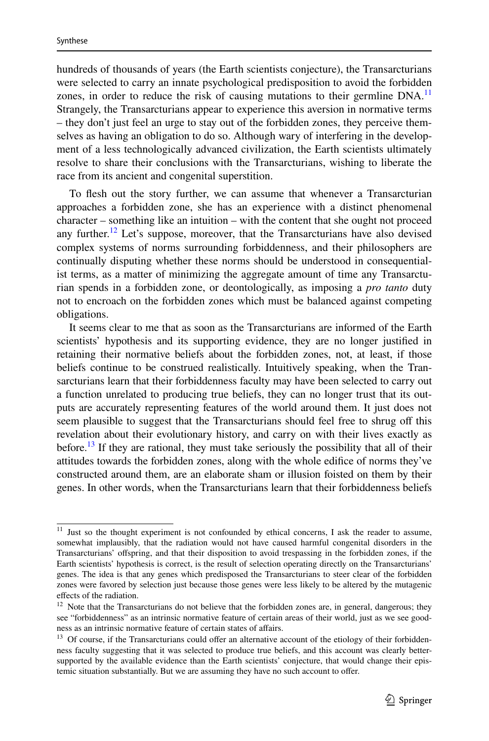hundreds of thousands of years (the Earth scientists conjecture), the Transarcturians were selected to carry an innate psychological predisposition to avoid the forbidden zones, in order to reduce the risk of causing mutations to their germline DNA.[11] Strangely, the Transarcturians appear to experience this aversion in normative terms – they don't just feel an urge to stay out of the forbidden zones, they perceive themselves as having an obligation to do so. Although wary of interfering in the development of a less technologically advanced civilization, the Earth scientists ultimately resolve to share their conclusions with the Transarcturians, wishing to liberate the race from its ancient and congenital superstition.

To flesh out the story further, we can assume that whenever a Transarcturian approaches a forbidden zone, she has an experience with a distinct phenomenal character – something like an intuition – with the content that she ought not proceed any further.[12] Let's suppose, moreover, that the Transarcturians have also devised complex systems of norms surrounding forbiddenness, and their philosophers are continually disputing whether these norms should be understood in consequentialist terms, as a matter of minimizing the aggregate amount of time any Transarcturian spends in a forbidden zone, or deontologically, as imposing a *pro tanto* duty not to encroach on the forbidden zones which must be balanced against competing obligations.

It seems clear to me that as soon as the Transarcturians are informed of the Earth scientists' hypothesis and its supporting evidence, they are no longer justified in retaining their normative beliefs about the forbidden zones, not, at least, if those beliefs continue to be construed realistically. Intuitively speaking, when the Transarcturians learn that their forbiddenness faculty may have been selected to carry out a function unrelated to producing true beliefs, they can no longer trust that its outputs are accurately representing features of the world around them. It just does not seem plausible to suggest that the Transarcturians should feel free to shrug off this revelation about their evolutionary history, and carry on with their lives exactly as before.[13] If they are rational, they must take seriously the possibility that all of their attitudes towards the forbidden zones, along with the whole edifice of norms they've constructed around them, are an elaborate sham or illusion foisted on them by their genes. In other words, when the Transarcturians learn that their forbiddenness beliefs

[11] Just so the thought experiment is not confounded by ethical concerns, I ask the reader to assume, somewhat implausibly, that the radiation would not have caused harmful congenital disorders in the Transarcturians' offspring, and that their disposition to avoid trespassing in the forbidden zones, if the Earth scientists' hypothesis is correct, is the result of selection operating directly on the Transarcturians' genes. The idea is that any genes which predisposed the Transarcturians to steer clear of the forbidden zones were favored by selection just because those genes were less likely to be altered by the mutagenic effects of the radiation.

[12] Note that the Transarcturians do not believe that the forbidden zones are, in general, dangerous; they see "forbiddenness" as an intrinsic normative feature of certain areas of their world, just as we see goodness as an intrinsic normative feature of certain states of affairs.

[13] Of course, if the Transarcturians could offer an alternative account of the etiology of their forbiddenness faculty suggesting that it was selected to produce true beliefs, and this account was clearly better-supported by the available evidence than the Earth scientists' conjecture, that would change their epistemic situation substantially. But we are assuming they have no such account to offer.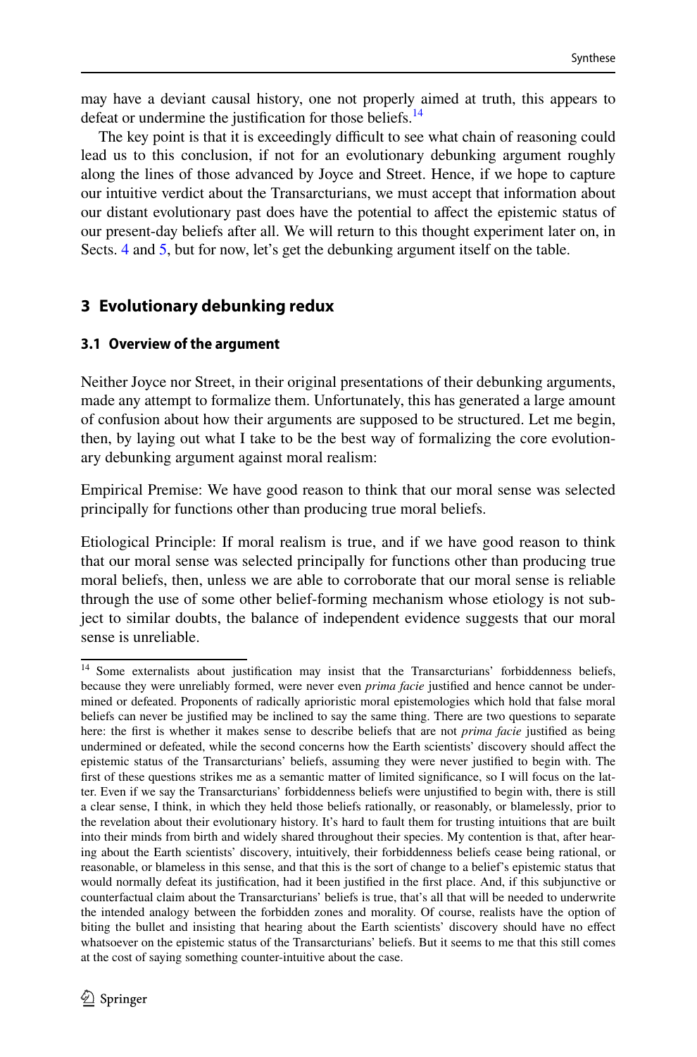may have a deviant causal history, one not properly aimed at truth, this appears to defeat or undermine the justification for those beliefs.[14]

The key point is that it is exceedingly difficult to see what chain of reasoning could lead us to this conclusion, if not for an evolutionary debunking argument roughly along the lines of those advanced by Joyce and Street. Hence, if we hope to capture our intuitive verdict about the Transarcturians, we must accept that information about our distant evolutionary past does have the potential to affect the epistemic status of our present-day beliefs after all. We will return to this thought experiment later on, in Sects. 4 and 5, but for now, let's get the debunking argument itself on the table.

## 3 Evolutionary debunking redux

### 3.1 Overview of the argument

Neither Joyce nor Street, in their original presentations of their debunking arguments, made any attempt to formalize them. Unfortunately, this has generated a large amount of confusion about how their arguments are supposed to be structured. Let me begin, then, by laying out what I take to be the best way of formalizing the core evolutionary debunking argument against moral realism:

Empirical Premise: We have good reason to think that our moral sense was selected principally for functions other than producing true moral beliefs.

Etiological Principle: If moral realism is true, and if we have good reason to think that our moral sense was selected principally for functions other than producing true moral beliefs, then, unless we are able to corroborate that our moral sense is reliable through the use of some other belief-forming mechanism whose etiology is not subject to similar doubts, the balance of independent evidence suggests that our moral sense is unreliable.

---

[14] Some externalists about justification may insist that the Transarcturians' forbiddenness beliefs, because they were unreliably formed, were never even *prima facie* justified and hence cannot be undermined or defeated. Proponents of radically aprioristic moral epistemologies which hold that false moral beliefs can never be justified may be inclined to say the same thing. There are two questions to separate here: the first is whether it makes sense to describe beliefs that are not *prima facie* justified as being undermined or defeated, while the second concerns how the Earth scientists' discovery should affect the epistemic status of the Transarcturians' beliefs, assuming they were never justified to begin with. The first of these questions strikes me as a semantic matter of limited significance, so I will focus on the latter. Even if we say the Transarcturians' forbiddenness beliefs were unjustified to begin with, there is still a clear sense, I think, in which they held those beliefs rationally, or reasonably, or blamelessly, prior to the revelation about their evolutionary history. It's hard to fault them for trusting intuitions that are built into their minds from birth and widely shared throughout their species. My contention is that, after hearing about the Earth scientists' discovery, intuitively, their forbiddenness beliefs cease being rational, or reasonable, or blameless in this sense, and that this is the sort of change to a belief's epistemic status that would normally defeat its justification, had it been justified in the first place. And, if this subjunctive or counterfactual claim about the Transarcturians' beliefs is true, that's all that will be needed to underwrite the intended analogy between the forbidden zones and morality. Of course, realists have the option of biting the bullet and insisting that hearing about the Earth scientists' discovery should have no effect whatsoever on the epistemic status of the Transarcturians' beliefs. But it seems to me that this still comes at the cost of saying something counter-intuitive about the case.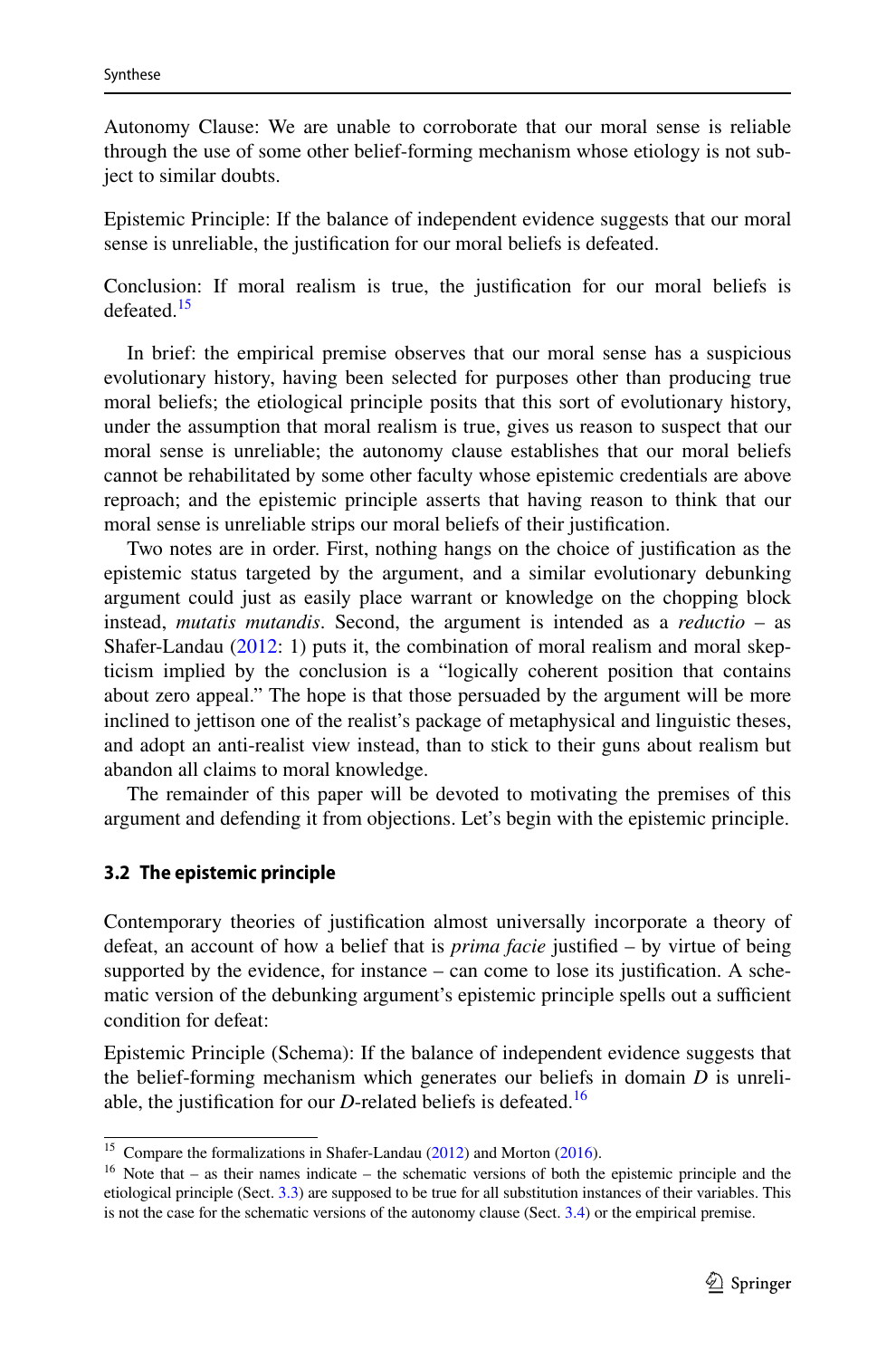Autonomy Clause: We are unable to corroborate that our moral sense is reliable through the use of some other belief-forming mechanism whose etiology is not subject to similar doubts.

Epistemic Principle: If the balance of independent evidence suggests that our moral sense is unreliable, the justification for our moral beliefs is defeated.

Conclusion: If moral realism is true, the justification for our moral beliefs is defeated.[15]

In brief: the empirical premise observes that our moral sense has a suspicious evolutionary history, having been selected for purposes other than producing true moral beliefs; the etiological principle posits that this sort of evolutionary history, under the assumption that moral realism is true, gives us reason to suspect that our moral sense is unreliable; the autonomy clause establishes that our moral beliefs cannot be rehabilitated by some other faculty whose epistemic credentials are above reproach; and the epistemic principle asserts that having reason to think that our moral sense is unreliable strips our moral beliefs of their justification.

Two notes are in order. First, nothing hangs on the choice of justification as the epistemic status targeted by the argument, and a similar evolutionary debunking argument could just as easily place warrant or knowledge on the chopping block instead, *mutatis mutandis*. Second, the argument is intended as a *reductio* – as Shafer-Landau (2012: 1) puts it, the combination of moral realism and moral skepticism implied by the conclusion is a "logically coherent position that contains about zero appeal." The hope is that those persuaded by the argument will be more inclined to jettison one of the realist's package of metaphysical and linguistic theses, and adopt an anti-realist view instead, than to stick to their guns about realism but abandon all claims to moral knowledge.

The remainder of this paper will be devoted to motivating the premises of this argument and defending it from objections. Let's begin with the epistemic principle.

### 3.2 The epistemic principle

Contemporary theories of justification almost universally incorporate a theory of defeat, an account of how a belief that is *prima facie* justified – by virtue of being supported by the evidence, for instance – can come to lose its justification. A schematic version of the debunking argument's epistemic principle spells out a sufficient condition for defeat:

Epistemic Principle (Schema): If the balance of independent evidence suggests that the belief-forming mechanism which generates our beliefs in domain *D* is unreliable, the justification for our *D*-related beliefs is defeated.[16]

---

[15] Compare the formalizations in Shafer-Landau (2012) and Morton (2016).

[16] Note that – as their names indicate – the schematic versions of both the epistemic principle and the etiological principle (Sect. 3.3) are supposed to be true for all substitution instances of their variables. This is not the case for the schematic versions of the autonomy clause (Sect. 3.4) or the empirical premise.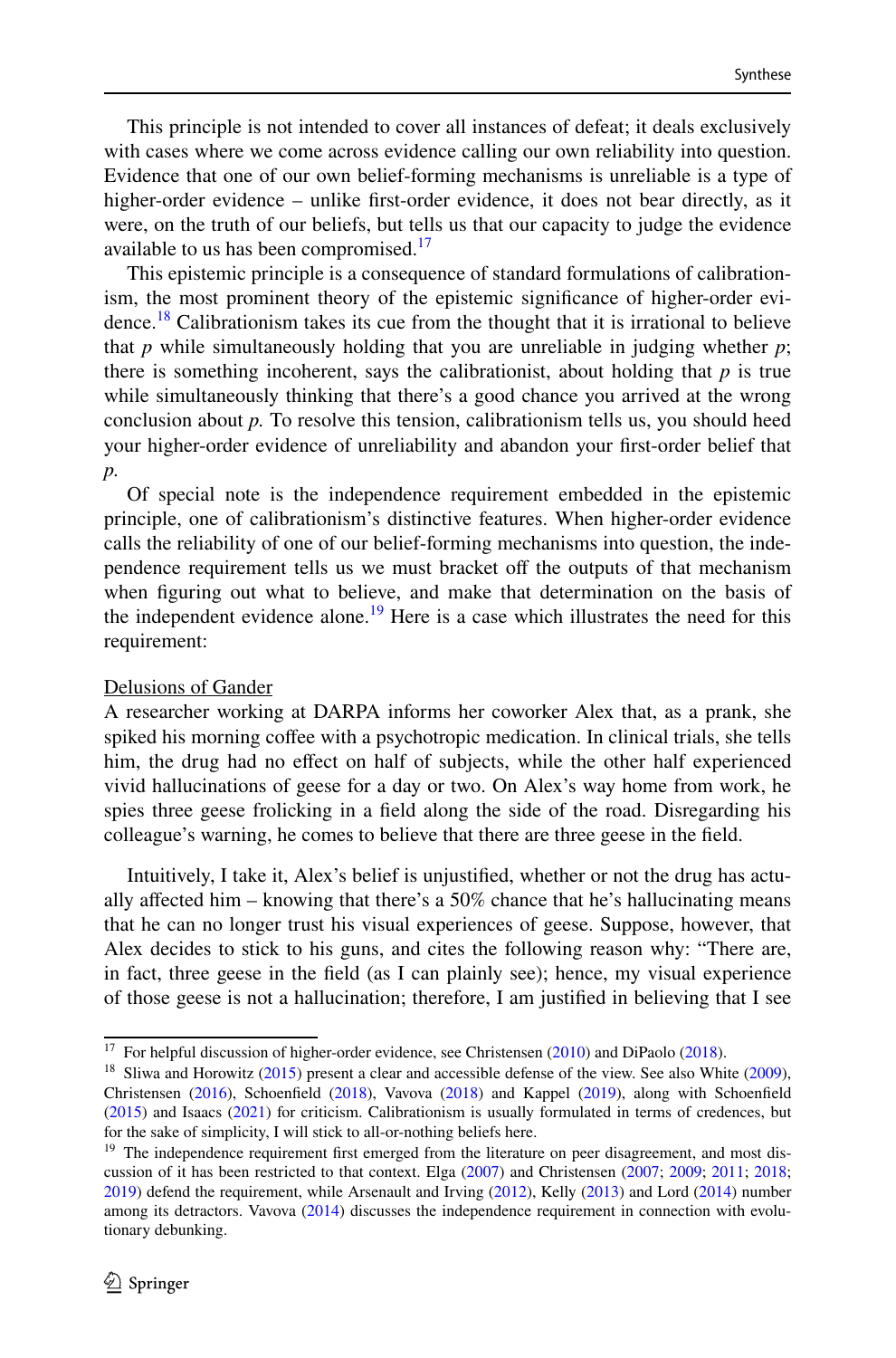This principle is not intended to cover all instances of defeat; it deals exclusively with cases where we come across evidence calling our own reliability into question. Evidence that one of our own belief-forming mechanisms is unreliable is a type of higher-order evidence – unlike first-order evidence, it does not bear directly, as it were, on the truth of our beliefs, but tells us that our capacity to judge the evidence available to us has been compromised.[17]

This epistemic principle is a consequence of standard formulations of calibrationism, the most prominent theory of the epistemic significance of higher-order evidence.[18] Calibrationism takes its cue from the thought that it is irrational to believe that *p* while simultaneously holding that you are unreliable in judging whether *p*; there is something incoherent, says the calibrationist, about holding that *p* is true while simultaneously thinking that there's a good chance you arrived at the wrong conclusion about *p.* To resolve this tension, calibrationism tells us, you should heed your higher-order evidence of unreliability and abandon your first-order belief that *p*.

Of special note is the independence requirement embedded in the epistemic principle, one of calibrationism's distinctive features. When higher-order evidence calls the reliability of one of our belief-forming mechanisms into question, the independence requirement tells us we must bracket off the outputs of that mechanism when figuring out what to believe, and make that determination on the basis of the independent evidence alone.[19] Here is a case which illustrates the need for this requirement:

<u>Delusions of Gander</u>
A researcher working at DARPA informs her coworker Alex that, as a prank, she spiked his morning coffee with a psychotropic medication. In clinical trials, she tells him, the drug had no effect on half of subjects, while the other half experienced vivid hallucinations of geese for a day or two. On Alex's way home from work, he spies three geese frolicking in a field along the side of the road. Disregarding his colleague's warning, he comes to believe that there are three geese in the field.

Intuitively, I take it, Alex's belief is unjustified, whether or not the drug has actually affected him – knowing that there's a 50% chance that he's hallucinating means that he can no longer trust his visual experiences of geese. Suppose, however, that Alex decides to stick to his guns, and cites the following reason why: "There are, in fact, three geese in the field (as I can plainly see); hence, my visual experience of those geese is not a hallucination; therefore, I am justified in believing that I see

---

[17] For helpful discussion of higher-order evidence, see Christensen (2010) and DiPaolo (2018).

[18] Sliwa and Horowitz (2015) present a clear and accessible defense of the view. See also White (2009), Christensen (2016), Schoenfield (2018), Vavova (2018) and Kappel (2019), along with Schoenfield (2015) and Isaacs (2021) for criticism. Calibrationism is usually formulated in terms of credences, but for the sake of simplicity, I will stick to all-or-nothing beliefs here.

[19] The independence requirement first emerged from the literature on peer disagreement, and most discussion of it has been restricted to that context. Elga (2007) and Christensen (2007; 2009; 2011; 2018; 2019) defend the requirement, while Arsenault and Irving (2012), Kelly (2013) and Lord (2014) number among its detractors. Vavova (2014) discusses the independence requirement in connection with evolutionary debunking.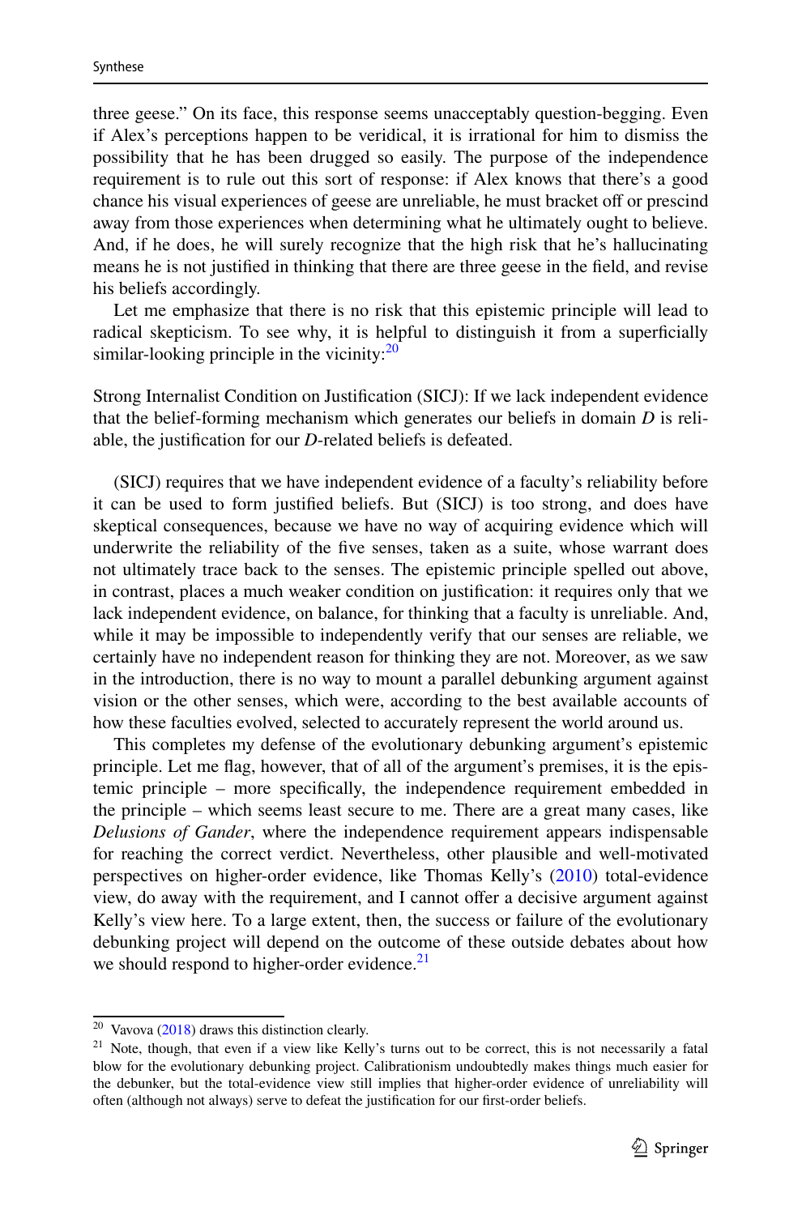three geese." On its face, this response seems unacceptably question-begging. Even if Alex's perceptions happen to be veridical, it is irrational for him to dismiss the possibility that he has been drugged so easily. The purpose of the independence requirement is to rule out this sort of response: if Alex knows that there's a good chance his visual experiences of geese are unreliable, he must bracket off or prescind away from those experiences when determining what he ultimately ought to believe. And, if he does, he will surely recognize that the high risk that he's hallucinating means he is not justified in thinking that there are three geese in the field, and revise his beliefs accordingly.

Let me emphasize that there is no risk that this epistemic principle will lead to radical skepticism. To see why, it is helpful to distinguish it from a superficially similar-looking principle in the vicinity:[20]

Strong Internalist Condition on Justification (SICJ): If we lack independent evidence that the belief-forming mechanism which generates our beliefs in domain *D* is reliable, the justification for our *D*-related beliefs is defeated.

(SICJ) requires that we have independent evidence of a faculty's reliability before it can be used to form justified beliefs. But (SICJ) is too strong, and does have skeptical consequences, because we have no way of acquiring evidence which will underwrite the reliability of the five senses, taken as a suite, whose warrant does not ultimately trace back to the senses. The epistemic principle spelled out above, in contrast, places a much weaker condition on justification: it requires only that we lack independent evidence, on balance, for thinking that a faculty is unreliable. And, while it may be impossible to independently verify that our senses are reliable, we certainly have no independent reason for thinking they are not. Moreover, as we saw in the introduction, there is no way to mount a parallel debunking argument against vision or the other senses, which were, according to the best available accounts of how these faculties evolved, selected to accurately represent the world around us.

This completes my defense of the evolutionary debunking argument's epistemic principle. Let me flag, however, that of all of the argument's premises, it is the epistemic principle – more specifically, the independence requirement embedded in the principle – which seems least secure to me. There are a great many cases, like *Delusions of Gander*, where the independence requirement appears indispensable for reaching the correct verdict. Nevertheless, other plausible and well-motivated perspectives on higher-order evidence, like Thomas Kelly's (2010) total-evidence view, do away with the requirement, and I cannot offer a decisive argument against Kelly's view here. To a large extent, then, the success or failure of the evolutionary debunking project will depend on the outcome of these outside debates about how we should respond to higher-order evidence.[21]

---

[20] Vavova (2018) draws this distinction clearly.

[21] Note, though, that even if a view like Kelly's turns out to be correct, this is not necessarily a fatal blow for the evolutionary debunking project. Calibrationism undoubtedly makes things much easier for the debunker, but the total-evidence view still implies that higher-order evidence of unreliability will often (although not always) serve to defeat the justification for our first-order beliefs.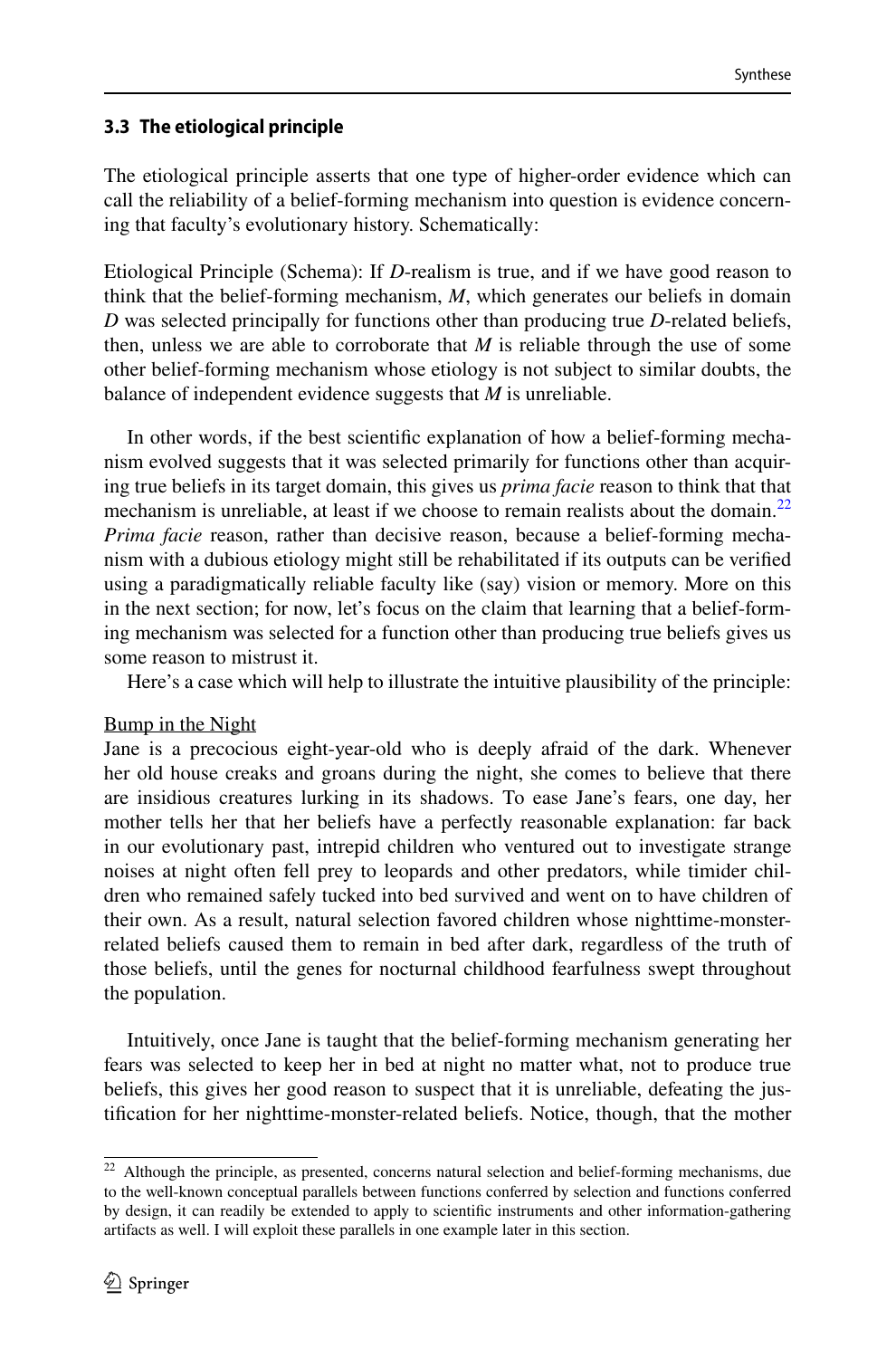### 3.3 The etiological principle

The etiological principle asserts that one type of higher-order evidence which can call the reliability of a belief-forming mechanism into question is evidence concerning that faculty's evolutionary history. Schematically:

Etiological Principle (Schema): If *D*-realism is true, and if we have good reason to think that the belief-forming mechanism, *M*, which generates our beliefs in domain *D* was selected principally for functions other than producing true *D*-related beliefs, then, unless we are able to corroborate that *M* is reliable through the use of some other belief-forming mechanism whose etiology is not subject to similar doubts, the balance of independent evidence suggests that *M* is unreliable.

In other words, if the best scientific explanation of how a belief-forming mechanism evolved suggests that it was selected primarily for functions other than acquiring true beliefs in its target domain, this gives us *prima facie* reason to think that that mechanism is unreliable, at least if we choose to remain realists about the domain.[22] *Prima facie* reason, rather than decisive reason, because a belief-forming mechanism with a dubious etiology might still be rehabilitated if its outputs can be verified using a paradigmatically reliable faculty like (say) vision or memory. More on this in the next section; for now, let's focus on the claim that learning that a belief-forming mechanism was selected for a function other than producing true beliefs gives us some reason to mistrust it.

Here's a case which will help to illustrate the intuitive plausibility of the principle:

<u>Bump in the Night</u>
Jane is a precocious eight-year-old who is deeply afraid of the dark. Whenever her old house creaks and groans during the night, she comes to believe that there are insidious creatures lurking in its shadows. To ease Jane's fears, one day, her mother tells her that her beliefs have a perfectly reasonable explanation: far back in our evolutionary past, intrepid children who ventured out to investigate strange noises at night often fell prey to leopards and other predators, while timider children who remained safely tucked into bed survived and went on to have children of their own. As a result, natural selection favored children whose nighttime-monster-related beliefs caused them to remain in bed after dark, regardless of the truth of those beliefs, until the genes for nocturnal childhood fearfulness swept throughout the population.

Intuitively, once Jane is taught that the belief-forming mechanism generating her fears was selected to keep her in bed at night no matter what, not to produce true beliefs, this gives her good reason to suspect that it is unreliable, defeating the justification for her nighttime-monster-related beliefs. Notice, though, that the mother

[22] Although the principle, as presented, concerns natural selection and belief-forming mechanisms, due to the well-known conceptual parallels between functions conferred by selection and functions conferred by design, it can readily be extended to apply to scientific instruments and other information-gathering artifacts as well. I will exploit these parallels in one example later in this section.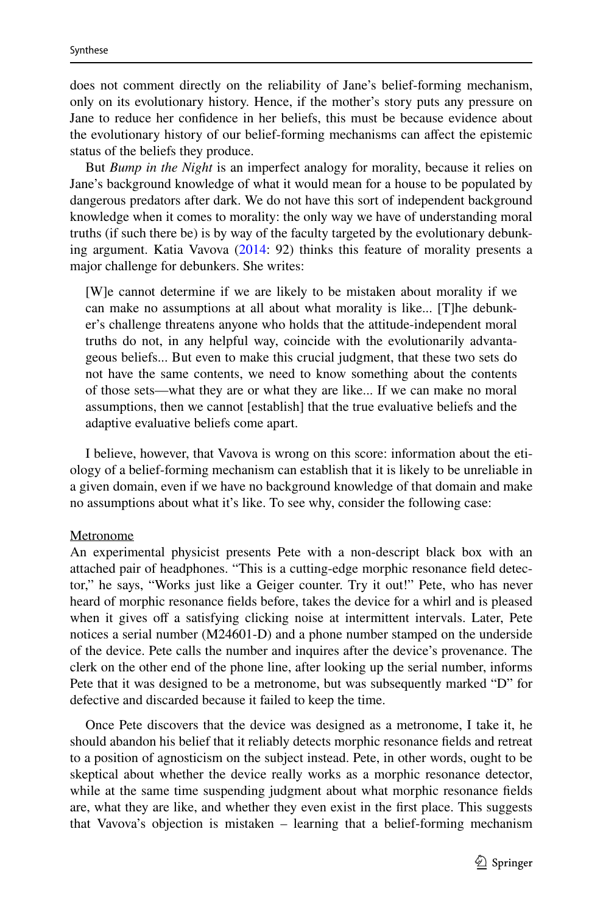does not comment directly on the reliability of Jane's belief-forming mechanism, only on its evolutionary history. Hence, if the mother's story puts any pressure on Jane to reduce her confidence in her beliefs, this must be because evidence about the evolutionary history of our belief-forming mechanisms can affect the epistemic status of the beliefs they produce.

But *Bump in the Night* is an imperfect analogy for morality, because it relies on Jane's background knowledge of what it would mean for a house to be populated by dangerous predators after dark. We do not have this sort of independent background knowledge when it comes to morality: the only way we have of understanding moral truths (if such there be) is by way of the faculty targeted by the evolutionary debunking argument. Katia Vavova (2014: 92) thinks this feature of morality presents a major challenge for debunkers. She writes:

> [W]e cannot determine if we are likely to be mistaken about morality if we can make no assumptions at all about what morality is like... [T]he debunker's challenge threatens anyone who holds that the attitude-independent moral truths do not, in any helpful way, coincide with the evolutionarily advantageous beliefs... But even to make this crucial judgment, that these two sets do not have the same contents, we need to know something about the contents of those sets—what they are or what they are like... If we can make no moral assumptions, then we cannot [establish] that the true evaluative beliefs and the adaptive evaluative beliefs come apart.

I believe, however, that Vavova is wrong on this score: information about the etiology of a belief-forming mechanism can establish that it is likely to be unreliable in a given domain, even if we have no background knowledge of that domain and make no assumptions about what it's like. To see why, consider the following case:

<u>Metronome</u>
An experimental physicist presents Pete with a non-descript black box with an attached pair of headphones. "This is a cutting-edge morphic resonance field detector," he says, "Works just like a Geiger counter. Try it out!" Pete, who has never heard of morphic resonance fields before, takes the device for a whirl and is pleased when it gives off a satisfying clicking noise at intermittent intervals. Later, Pete notices a serial number (M24601-D) and a phone number stamped on the underside of the device. Pete calls the number and inquires after the device's provenance. The clerk on the other end of the phone line, after looking up the serial number, informs Pete that it was designed to be a metronome, but was subsequently marked "D" for defective and discarded because it failed to keep the time.

Once Pete discovers that the device was designed as a metronome, I take it, he should abandon his belief that it reliably detects morphic resonance fields and retreat to a position of agnosticism on the subject instead. Pete, in other words, ought to be skeptical about whether the device really works as a morphic resonance detector, while at the same time suspending judgment about what morphic resonance fields are, what they are like, and whether they even exist in the first place. This suggests that Vavova's objection is mistaken – learning that a belief-forming mechanism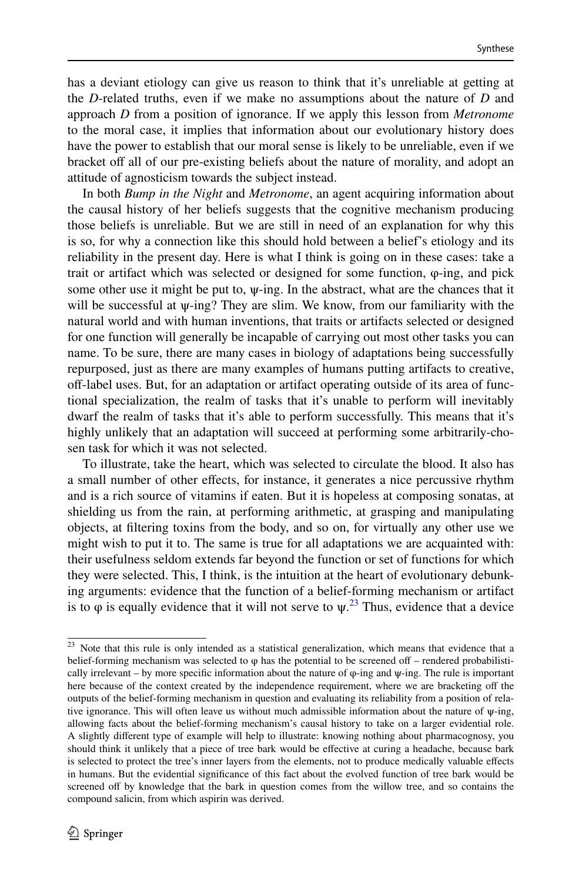has a deviant etiology can give us reason to think that it's unreliable at getting at the *D*-related truths, even if we make no assumptions about the nature of *D* and approach *D* from a position of ignorance. If we apply this lesson from *Metronome* to the moral case, it implies that information about our evolutionary history does have the power to establish that our moral sense is likely to be unreliable, even if we bracket off all of our pre-existing beliefs about the nature of morality, and adopt an attitude of agnosticism towards the subject instead.

In both *Bump in the Night* and *Metronome*, an agent acquiring information about the causal history of her beliefs suggests that the cognitive mechanism producing those beliefs is unreliable. But we are still in need of an explanation for why this is so, for why a connection like this should hold between a belief's etiology and its reliability in the present day. Here is what I think is going on in these cases: take a trait or artifact which was selected or designed for some function, φ-ing, and pick some other use it might be put to, ψ-ing. In the abstract, what are the chances that it will be successful at ψ-ing? They are slim. We know, from our familiarity with the natural world and with human inventions, that traits or artifacts selected or designed for one function will generally be incapable of carrying out most other tasks you can name. To be sure, there are many cases in biology of adaptations being successfully repurposed, just as there are many examples of humans putting artifacts to creative, off-label uses. But, for an adaptation or artifact operating outside of its area of functional specialization, the realm of tasks that it's unable to perform will inevitably dwarf the realm of tasks that it's able to perform successfully. This means that it's highly unlikely that an adaptation will succeed at performing some arbitrarily-chosen task for which it was not selected.

To illustrate, take the heart, which was selected to circulate the blood. It also has a small number of other effects, for instance, it generates a nice percussive rhythm and is a rich source of vitamins if eaten. But it is hopeless at composing sonatas, at shielding us from the rain, at performing arithmetic, at grasping and manipulating objects, at filtering toxins from the body, and so on, for virtually any other use we might wish to put it to. The same is true for all adaptations we are acquainted with: their usefulness seldom extends far beyond the function or set of functions for which they were selected. This, I think, is the intuition at the heart of evolutionary debunking arguments: evidence that the function of a belief-forming mechanism or artifact is to φ is equally evidence that it will not serve to ψ.[23] Thus, evidence that a device

---

[23] Note that this rule is only intended as a statistical generalization, which means that evidence that a belief-forming mechanism was selected to φ has the potential to be screened off – rendered probabilistically irrelevant – by more specific information about the nature of φ-ing and ψ-ing. The rule is important here because of the context created by the independence requirement, where we are bracketing off the outputs of the belief-forming mechanism in question and evaluating its reliability from a position of relative ignorance. This will often leave us without much admissible information about the nature of ψ-ing, allowing facts about the belief-forming mechanism's causal history to take on a larger evidential role. A slightly different type of example will help to illustrate: knowing nothing about pharmacognosy, you should think it unlikely that a piece of tree bark would be effective at curing a headache, because bark is selected to protect the tree's inner layers from the elements, not to produce medically valuable effects in humans. But the evidential significance of this fact about the evolved function of tree bark would be screened off by knowledge that the bark in question comes from the willow tree, and so contains the compound salicin, from which aspirin was derived.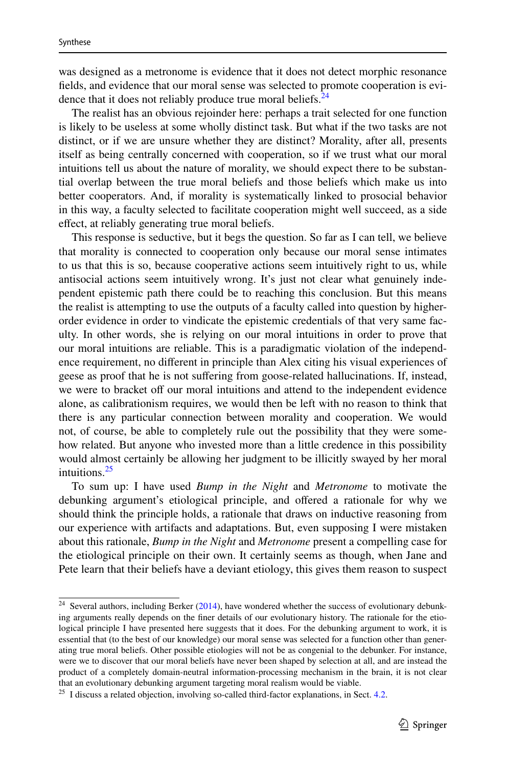was designed as a metronome is evidence that it does not detect morphic resonance fields, and evidence that our moral sense was selected to promote cooperation is evidence that it does not reliably produce true moral beliefs.[24]

The realist has an obvious rejoinder here: perhaps a trait selected for one function is likely to be useless at some wholly distinct task. But what if the two tasks are not distinct, or if we are unsure whether they are distinct? Morality, after all, presents itself as being centrally concerned with cooperation, so if we trust what our moral intuitions tell us about the nature of morality, we should expect there to be substantial overlap between the true moral beliefs and those beliefs which make us into better cooperators. And, if morality is systematically linked to prosocial behavior in this way, a faculty selected to facilitate cooperation might well succeed, as a side effect, at reliably generating true moral beliefs.

This response is seductive, but it begs the question. So far as I can tell, we believe that morality is connected to cooperation only because our moral sense intimates to us that this is so, because cooperative actions seem intuitively right to us, while antisocial actions seem intuitively wrong. It's just not clear what genuinely independent epistemic path there could be to reaching this conclusion. But this means the realist is attempting to use the outputs of a faculty called into question by higher-order evidence in order to vindicate the epistemic credentials of that very same faculty. In other words, she is relying on our moral intuitions in order to prove that our moral intuitions are reliable. This is a paradigmatic violation of the independence requirement, no different in principle than Alex citing his visual experiences of geese as proof that he is not suffering from goose-related hallucinations. If, instead, we were to bracket off our moral intuitions and attend to the independent evidence alone, as calibrationism requires, we would then be left with no reason to think that there is any particular connection between morality and cooperation. We would not, of course, be able to completely rule out the possibility that they were somehow related. But anyone who invested more than a little credence in this possibility would almost certainly be allowing her judgment to be illicitly swayed by her moral intuitions.[25]

To sum up: I have used *Bump in the Night* and *Metronome* to motivate the debunking argument's etiological principle, and offered a rationale for why we should think the principle holds, a rationale that draws on inductive reasoning from our experience with artifacts and adaptations. But, even supposing I were mistaken about this rationale, *Bump in the Night* and *Metronome* present a compelling case for the etiological principle on their own. It certainly seems as though, when Jane and Pete learn that their beliefs have a deviant etiology, this gives them reason to suspect

---

[24] Several authors, including Berker (2014), have wondered whether the success of evolutionary debunking arguments really depends on the finer details of our evolutionary history. The rationale for the etiological principle I have presented here suggests that it does. For the debunking argument to work, it is essential that (to the best of our knowledge) our moral sense was selected for a function other than generating true moral beliefs. Other possible etiologies will not be as congenial to the debunker. For instance, were we to discover that our moral beliefs have never been shaped by selection at all, and are instead the product of a completely domain-neutral information-processing mechanism in the brain, it is not clear that an evolutionary debunking argument targeting moral realism would be viable.

[25] I discuss a related objection, involving so-called third-factor explanations, in Sect. 4.2.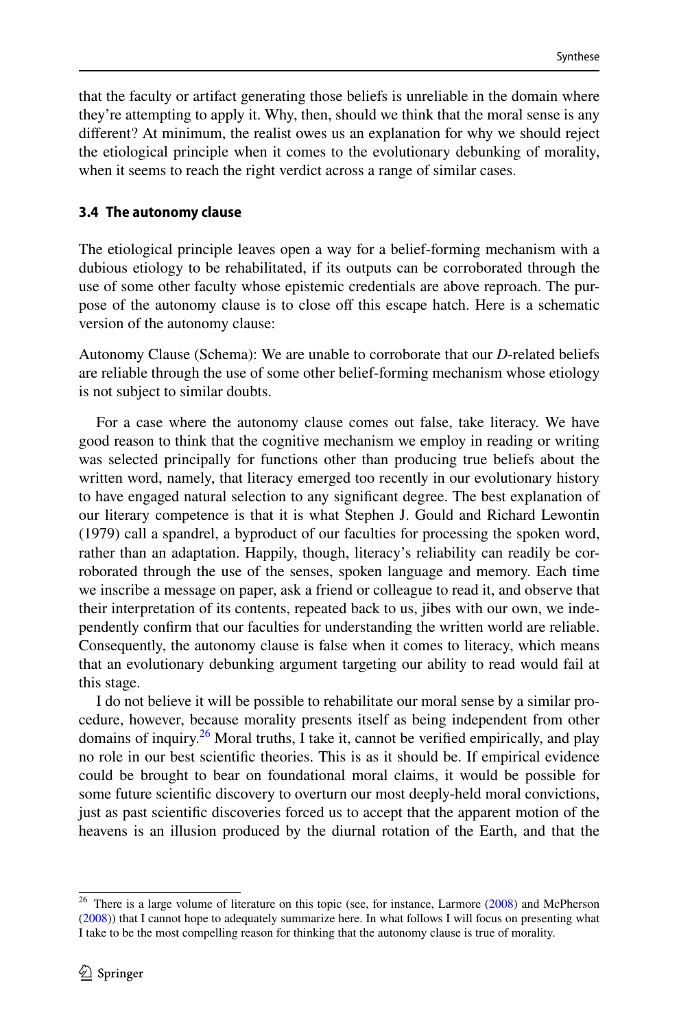that the faculty or artifact generating those beliefs is unreliable in the domain where they're attempting to apply it. Why, then, should we think that the moral sense is any different? At minimum, the realist owes us an explanation for why we should reject the etiological principle when it comes to the evolutionary debunking of morality, when it seems to reach the right verdict across a range of similar cases.

### 3.4 The autonomy clause

The etiological principle leaves open a way for a belief-forming mechanism with a dubious etiology to be rehabilitated, if its outputs can be corroborated through the use of some other faculty whose epistemic credentials are above reproach. The purpose of the autonomy clause is to close off this escape hatch. Here is a schematic version of the autonomy clause:

Autonomy Clause (Schema): We are unable to corroborate that our *D*-related beliefs are reliable through the use of some other belief-forming mechanism whose etiology is not subject to similar doubts.

For a case where the autonomy clause comes out false, take literacy. We have good reason to think that the cognitive mechanism we employ in reading or writing was selected principally for functions other than producing true beliefs about the written word, namely, that literacy emerged too recently in our evolutionary history to have engaged natural selection to any significant degree. The best explanation of our literary competence is that it is what Stephen J. Gould and Richard Lewontin (1979) call a spandrel, a byproduct of our faculties for processing the spoken word, rather than an adaptation. Happily, though, literacy's reliability can readily be corroborated through the use of the senses, spoken language and memory. Each time we inscribe a message on paper, ask a friend or colleague to read it, and observe that their interpretation of its contents, repeated back to us, jibes with our own, we independently confirm that our faculties for understanding the written world are reliable. Consequently, the autonomy clause is false when it comes to literacy, which means that an evolutionary debunking argument targeting our ability to read would fail at this stage.

I do not believe it will be possible to rehabilitate our moral sense by a similar procedure, however, because morality presents itself as being independent from other domains of inquiry.[26] Moral truths, I take it, cannot be verified empirically, and play no role in our best scientific theories. This is as it should be. If empirical evidence could be brought to bear on foundational moral claims, it would be possible for some future scientific discovery to overturn our most deeply-held moral convictions, just as past scientific discoveries forced us to accept that the apparent motion of the heavens is an illusion produced by the diurnal rotation of the Earth, and that the

[26] There is a large volume of literature on this topic (see, for instance, Larmore (2008) and McPherson (2008)) that I cannot hope to adequately summarize here. In what follows I will focus on presenting what I take to be the most compelling reason for thinking that the autonomy clause is true of morality.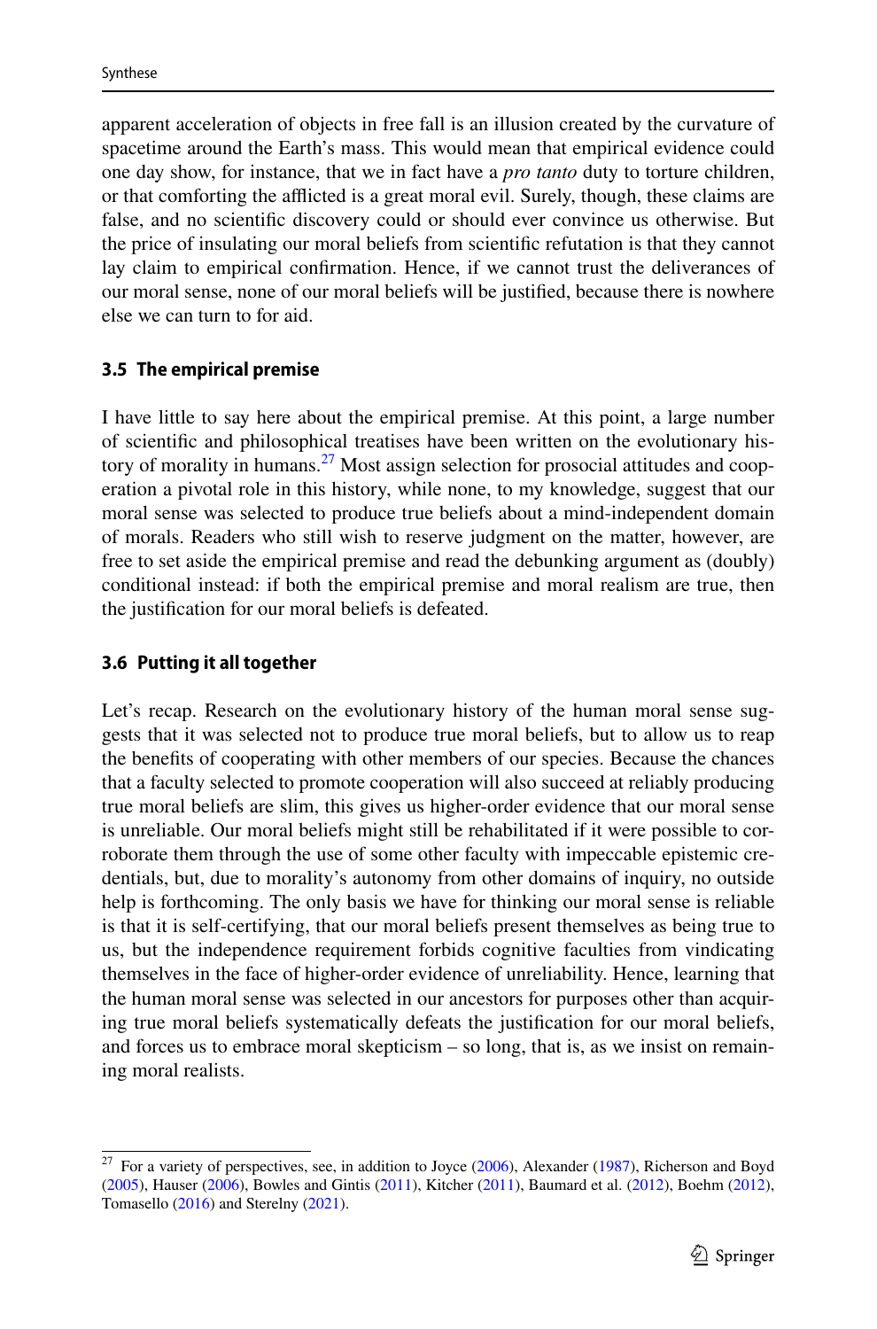apparent acceleration of objects in free fall is an illusion created by the curvature of spacetime around the Earth's mass. This would mean that empirical evidence could one day show, for instance, that we in fact have a *pro tanto* duty to torture children, or that comforting the afflicted is a great moral evil. Surely, though, these claims are false, and no scientific discovery could or should ever convince us otherwise. But the price of insulating our moral beliefs from scientific refutation is that they cannot lay claim to empirical confirmation. Hence, if we cannot trust the deliverances of our moral sense, none of our moral beliefs will be justified, because there is nowhere else we can turn to for aid.

### 3.5 The empirical premise

I have little to say here about the empirical premise. At this point, a large number of scientific and philosophical treatises have been written on the evolutionary history of morality in humans.[27] Most assign selection for prosocial attitudes and cooperation a pivotal role in this history, while none, to my knowledge, suggest that our moral sense was selected to produce true beliefs about a mind-independent domain of morals. Readers who still wish to reserve judgment on the matter, however, are free to set aside the empirical premise and read the debunking argument as (doubly) conditional instead: if both the empirical premise and moral realism are true, then the justification for our moral beliefs is defeated.

### 3.6 Putting it all together

Let's recap. Research on the evolutionary history of the human moral sense suggests that it was selected not to produce true moral beliefs, but to allow us to reap the benefits of cooperating with other members of our species. Because the chances that a faculty selected to promote cooperation will also succeed at reliably producing true moral beliefs are slim, this gives us higher-order evidence that our moral sense is unreliable. Our moral beliefs might still be rehabilitated if it were possible to corroborate them through the use of some other faculty with impeccable epistemic credentials, but, due to morality's autonomy from other domains of inquiry, no outside help is forthcoming. The only basis we have for thinking our moral sense is reliable is that it is self-certifying, that our moral beliefs present themselves as being true to us, but the independence requirement forbids cognitive faculties from vindicating themselves in the face of higher-order evidence of unreliability. Hence, learning that the human moral sense was selected in our ancestors for purposes other than acquiring true moral beliefs systematically defeats the justification for our moral beliefs, and forces us to embrace moral skepticism – so long, that is, as we insist on remaining moral realists.

---

[27] For a variety of perspectives, see, in addition to Joyce (2006), Alexander (1987), Richerson and Boyd (2005), Hauser (2006), Bowles and Gintis (2011), Kitcher (2011), Baumard et al. (2012), Boehm (2012), Tomasello (2016) and Sterelny (2021).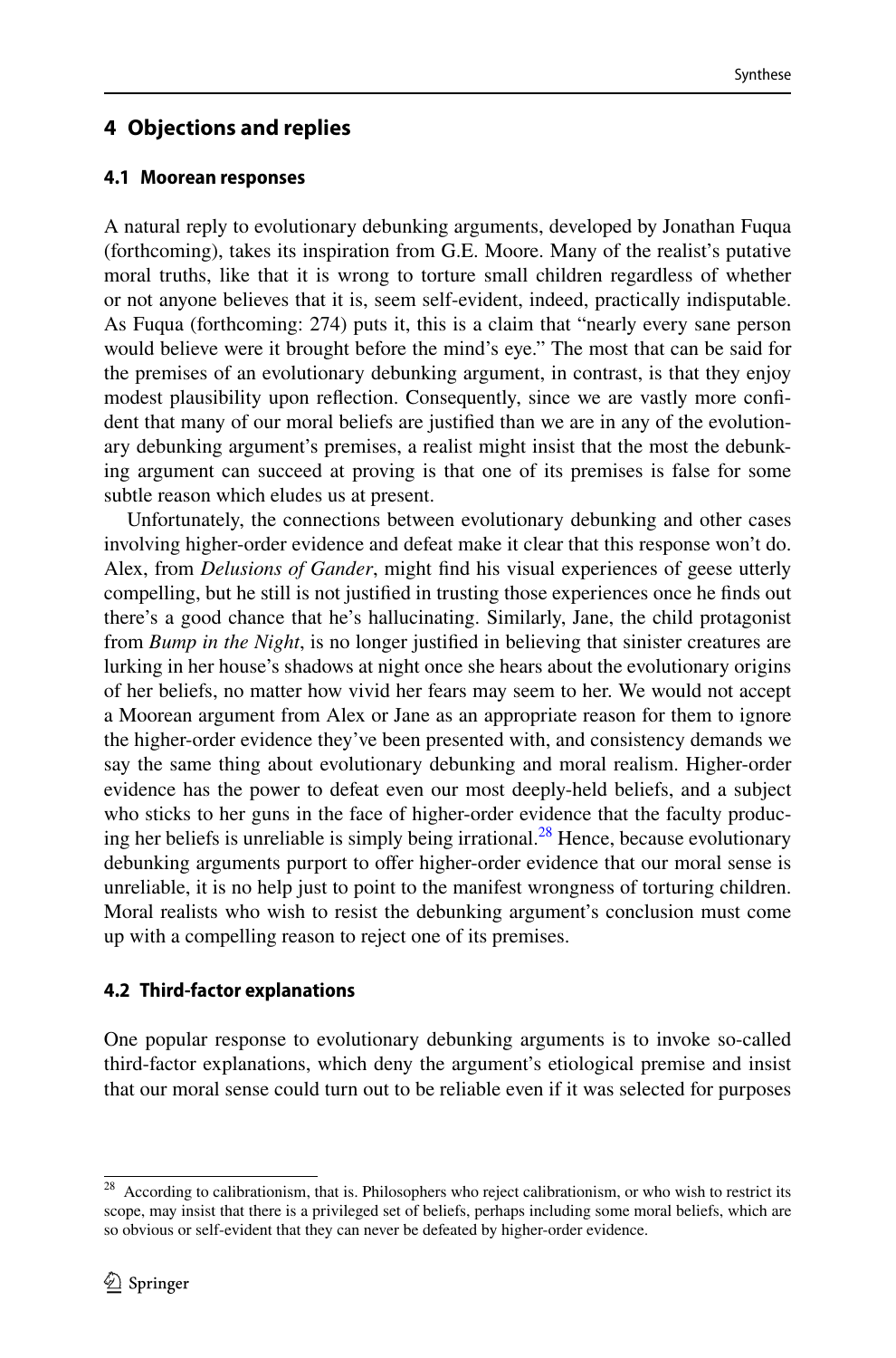## 4 Objections and replies

### 4.1 Moorean responses

A natural reply to evolutionary debunking arguments, developed by Jonathan Fuqua (forthcoming), takes its inspiration from G.E. Moore. Many of the realist's putative moral truths, like that it is wrong to torture small children regardless of whether or not anyone believes that it is, seem self-evident, indeed, practically indisputable. As Fuqua (forthcoming: 274) puts it, this is a claim that "nearly every sane person would believe were it brought before the mind's eye." The most that can be said for the premises of an evolutionary debunking argument, in contrast, is that they enjoy modest plausibility upon reflection. Consequently, since we are vastly more confident that many of our moral beliefs are justified than we are in any of the evolutionary debunking argument's premises, a realist might insist that the most the debunking argument can succeed at proving is that one of its premises is false for some subtle reason which eludes us at present.

Unfortunately, the connections between evolutionary debunking and other cases involving higher-order evidence and defeat make it clear that this response won't do. Alex, from *Delusions of Gander*, might find his visual experiences of geese utterly compelling, but he still is not justified in trusting those experiences once he finds out there's a good chance that he's hallucinating. Similarly, Jane, the child protagonist from *Bump in the Night*, is no longer justified in believing that sinister creatures are lurking in her house's shadows at night once she hears about the evolutionary origins of her beliefs, no matter how vivid her fears may seem to her. We would not accept a Moorean argument from Alex or Jane as an appropriate reason for them to ignore the higher-order evidence they've been presented with, and consistency demands we say the same thing about evolutionary debunking and moral realism. Higher-order evidence has the power to defeat even our most deeply-held beliefs, and a subject who sticks to her guns in the face of higher-order evidence that the faculty producing her beliefs is unreliable is simply being irrational.[28] Hence, because evolutionary debunking arguments purport to offer higher-order evidence that our moral sense is unreliable, it is no help just to point to the manifest wrongness of torturing children. Moral realists who wish to resist the debunking argument's conclusion must come up with a compelling reason to reject one of its premises.

### 4.2 Third-factor explanations

One popular response to evolutionary debunking arguments is to invoke so-called third-factor explanations, which deny the argument's etiological premise and insist that our moral sense could turn out to be reliable even if it was selected for purposes

[28] According to calibrationism, that is. Philosophers who reject calibrationism, or who wish to restrict its scope, may insist that there is a privileged set of beliefs, perhaps including some moral beliefs, which are so obvious or self-evident that they can never be defeated by higher-order evidence.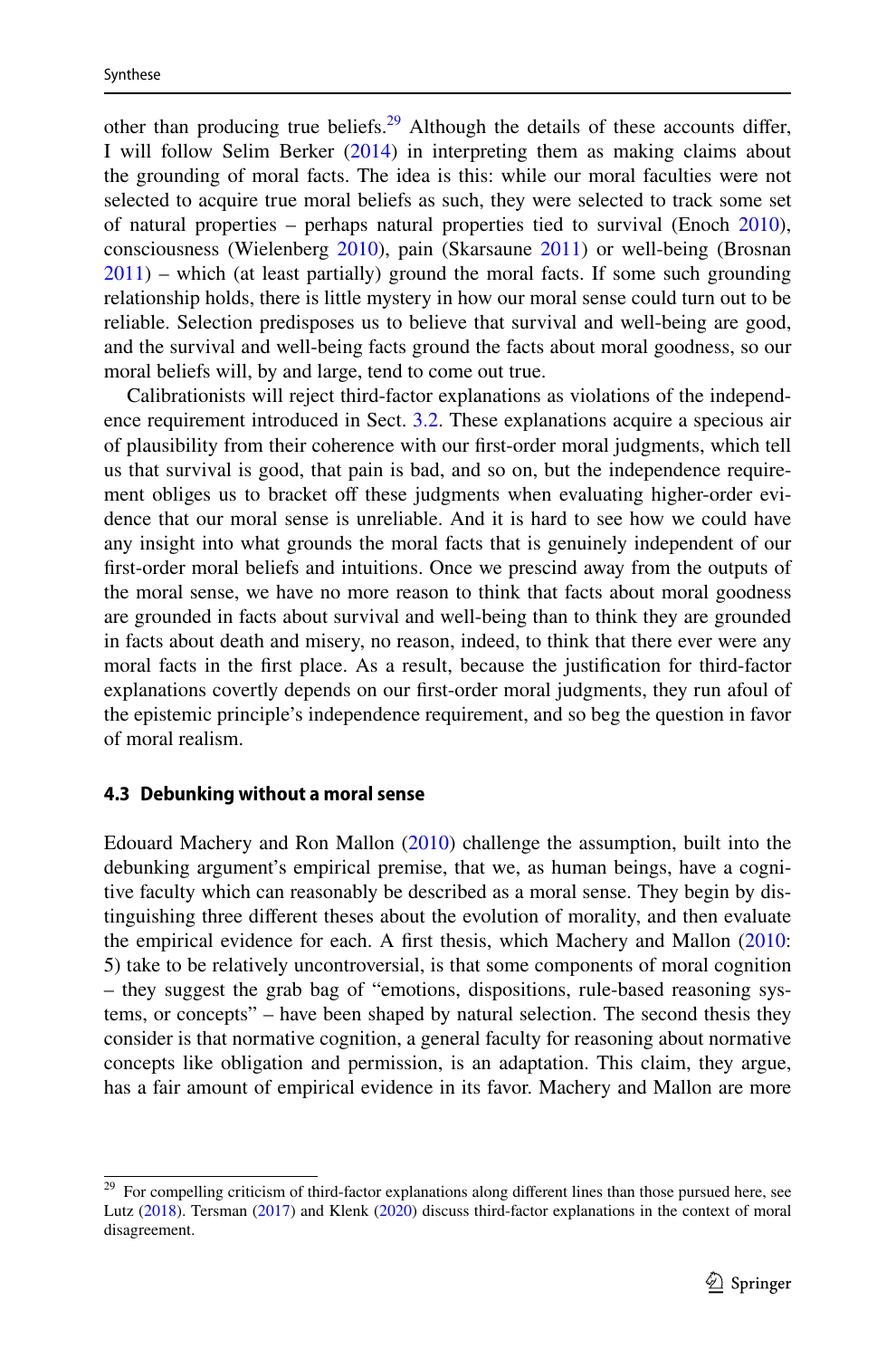other than producing true beliefs.[29] Although the details of these accounts differ, I will follow Selim Berker (2014) in interpreting them as making claims about the grounding of moral facts. The idea is this: while our moral faculties were not selected to acquire true moral beliefs as such, they were selected to track some set of natural properties – perhaps natural properties tied to survival (Enoch 2010), consciousness (Wielenberg 2010), pain (Skarsaune 2011) or well-being (Brosnan 2011) – which (at least partially) ground the moral facts. If some such grounding relationship holds, there is little mystery in how our moral sense could turn out to be reliable. Selection predisposes us to believe that survival and well-being are good, and the survival and well-being facts ground the facts about moral goodness, so our moral beliefs will, by and large, tend to come out true.

Calibrationists will reject third-factor explanations as violations of the independence requirement introduced in Sect. 3.2. These explanations acquire a specious air of plausibility from their coherence with our first-order moral judgments, which tell us that survival is good, that pain is bad, and so on, but the independence requirement obliges us to bracket off these judgments when evaluating higher-order evidence that our moral sense is unreliable. And it is hard to see how we could have any insight into what grounds the moral facts that is genuinely independent of our first-order moral beliefs and intuitions. Once we prescind away from the outputs of the moral sense, we have no more reason to think that facts about moral goodness are grounded in facts about survival and well-being than to think they are grounded in facts about death and misery, no reason, indeed, to think that there ever were any moral facts in the first place. As a result, because the justification for third-factor explanations covertly depends on our first-order moral judgments, they run afoul of the epistemic principle's independence requirement, and so beg the question in favor of moral realism.

### 4.3 Debunking without a moral sense

Edouard Machery and Ron Mallon (2010) challenge the assumption, built into the debunking argument's empirical premise, that we, as human beings, have a cognitive faculty which can reasonably be described as a moral sense. They begin by distinguishing three different theses about the evolution of morality, and then evaluate the empirical evidence for each. A first thesis, which Machery and Mallon (2010: 5) take to be relatively uncontroversial, is that some components of moral cognition – they suggest the grab bag of "emotions, dispositions, rule-based reasoning systems, or concepts" – have been shaped by natural selection. The second thesis they consider is that normative cognition, a general faculty for reasoning about normative concepts like obligation and permission, is an adaptation. This claim, they argue, has a fair amount of empirical evidence in its favor. Machery and Mallon are more

[29] For compelling criticism of third-factor explanations along different lines than those pursued here, see Lutz (2018). Tersman (2017) and Klenk (2020) discuss third-factor explanations in the context of moral disagreement.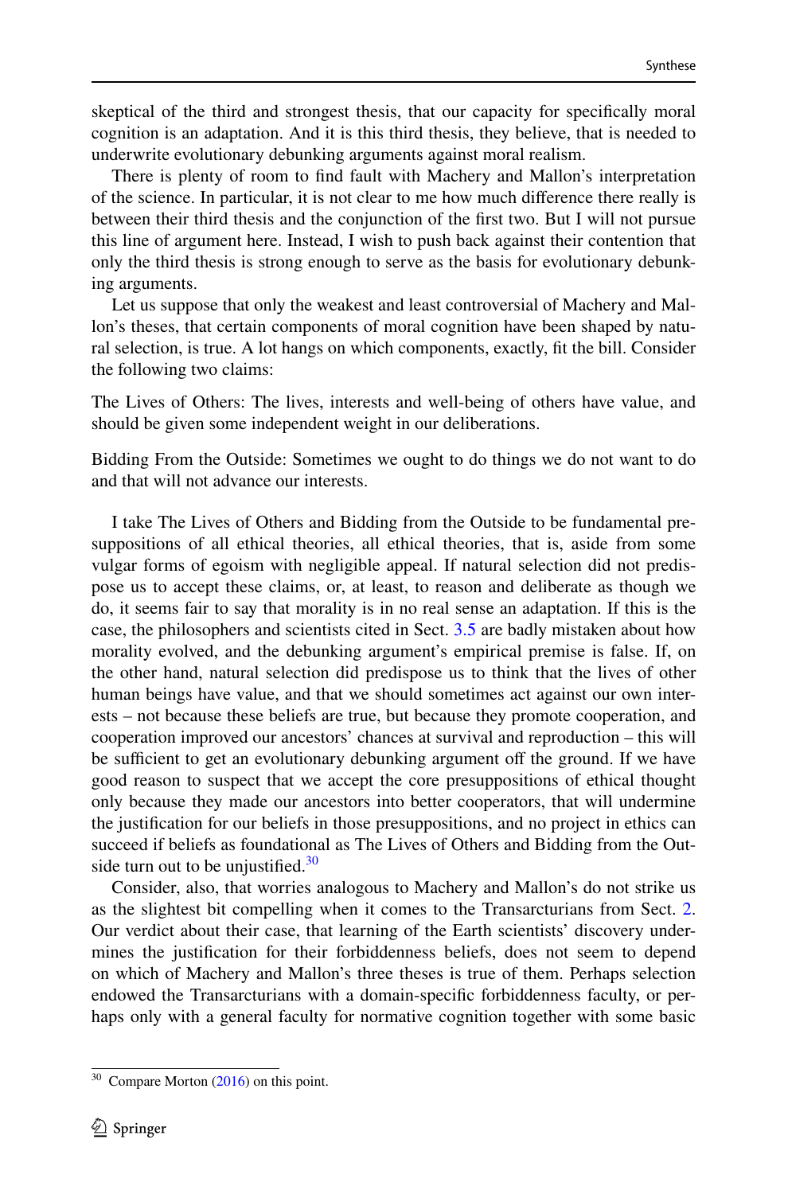skeptical of the third and strongest thesis, that our capacity for specifically moral cognition is an adaptation. And it is this third thesis, they believe, that is needed to underwrite evolutionary debunking arguments against moral realism.

There is plenty of room to find fault with Machery and Mallon's interpretation of the science. In particular, it is not clear to me how much difference there really is between their third thesis and the conjunction of the first two. But I will not pursue this line of argument here. Instead, I wish to push back against their contention that only the third thesis is strong enough to serve as the basis for evolutionary debunking arguments.

Let us suppose that only the weakest and least controversial of Machery and Mallon's theses, that certain components of moral cognition have been shaped by natural selection, is true. A lot hangs on which components, exactly, fit the bill. Consider the following two claims:

The Lives of Others: The lives, interests and well-being of others have value, and should be given some independent weight in our deliberations.

Bidding From the Outside: Sometimes we ought to do things we do not want to do and that will not advance our interests.

I take The Lives of Others and Bidding from the Outside to be fundamental presuppositions of all ethical theories, all ethical theories, that is, aside from some vulgar forms of egoism with negligible appeal. If natural selection did not predispose us to accept these claims, or, at least, to reason and deliberate as though we do, it seems fair to say that morality is in no real sense an adaptation. If this is the case, the philosophers and scientists cited in Sect. 3.5 are badly mistaken about how morality evolved, and the debunking argument's empirical premise is false. If, on the other hand, natural selection did predispose us to think that the lives of other human beings have value, and that we should sometimes act against our own interests – not because these beliefs are true, but because they promote cooperation, and cooperation improved our ancestors' chances at survival and reproduction – this will be sufficient to get an evolutionary debunking argument off the ground. If we have good reason to suspect that we accept the core presuppositions of ethical thought only because they made our ancestors into better cooperators, that will undermine the justification for our beliefs in those presuppositions, and no project in ethics can succeed if beliefs as foundational as The Lives of Others and Bidding from the Outside turn out to be unjustified.[30]

Consider, also, that worries analogous to Machery and Mallon's do not strike us as the slightest bit compelling when it comes to the Transarcturians from Sect. 2. Our verdict about their case, that learning of the Earth scientists' discovery undermines the justification for their forbiddenness beliefs, does not seem to depend on which of Machery and Mallon's three theses is true of them. Perhaps selection endowed the Transarcturians with a domain-specific forbiddenness faculty, or perhaps only with a general faculty for normative cognition together with some basic

[30] Compare Morton (2016) on this point.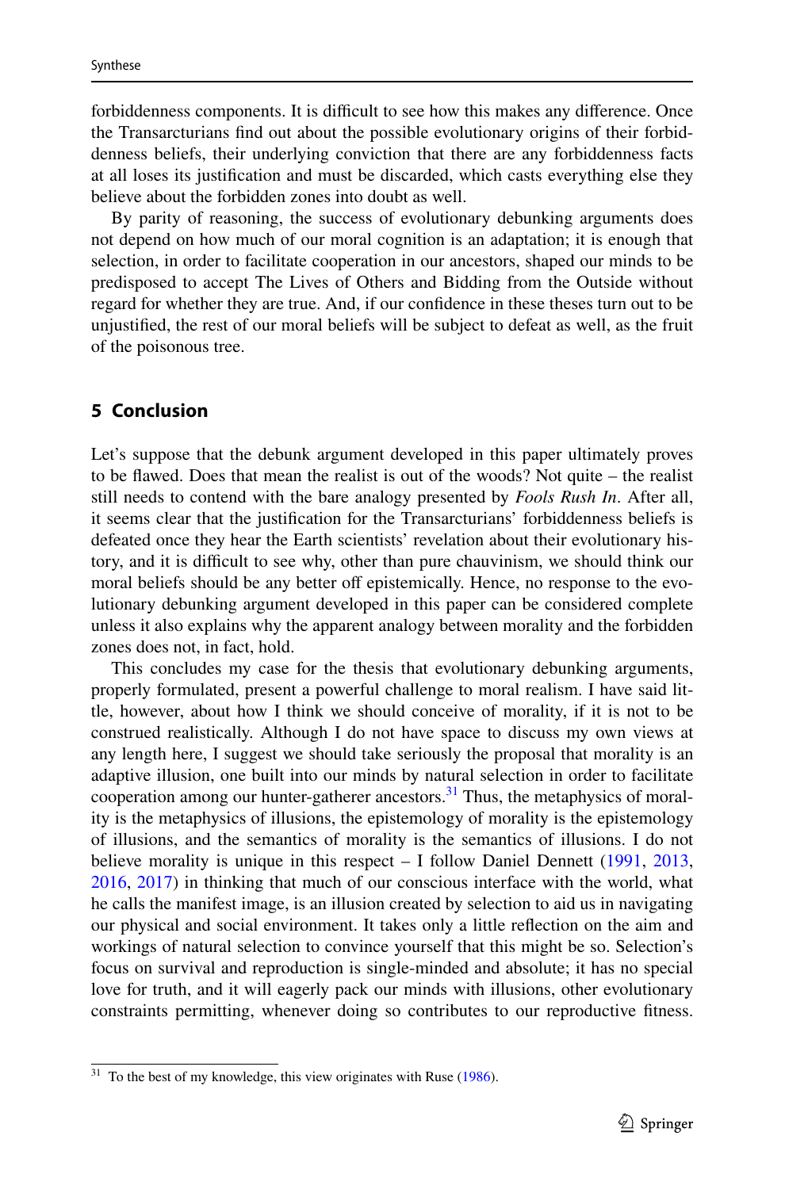forbiddenness components. It is difficult to see how this makes any difference. Once the Transarcturians find out about the possible evolutionary origins of their forbiddenness beliefs, their underlying conviction that there are any forbiddenness facts at all loses its justification and must be discarded, which casts everything else they believe about the forbidden zones into doubt as well.

By parity of reasoning, the success of evolutionary debunking arguments does not depend on how much of our moral cognition is an adaptation; it is enough that selection, in order to facilitate cooperation in our ancestors, shaped our minds to be predisposed to accept The Lives of Others and Bidding from the Outside without regard for whether they are true. And, if our confidence in these theses turn out to be unjustified, the rest of our moral beliefs will be subject to defeat as well, as the fruit of the poisonous tree.

## 5 Conclusion

Let's suppose that the debunk argument developed in this paper ultimately proves to be flawed. Does that mean the realist is out of the woods? Not quite – the realist still needs to contend with the bare analogy presented by *Fools Rush In*. After all, it seems clear that the justification for the Transarcturians' forbiddenness beliefs is defeated once they hear the Earth scientists' revelation about their evolutionary history, and it is difficult to see why, other than pure chauvinism, we should think our moral beliefs should be any better off epistemically. Hence, no response to the evolutionary debunking argument developed in this paper can be considered complete unless it also explains why the apparent analogy between morality and the forbidden zones does not, in fact, hold.

This concludes my case for the thesis that evolutionary debunking arguments, properly formulated, present a powerful challenge to moral realism. I have said little, however, about how I think we should conceive of morality, if it is not to be construed realistically. Although I do not have space to discuss my own views at any length here, I suggest we should take seriously the proposal that morality is an adaptive illusion, one built into our minds by natural selection in order to facilitate cooperation among our hunter-gatherer ancestors.[31] Thus, the metaphysics of morality is the metaphysics of illusions, the epistemology of morality is the epistemology of illusions, and the semantics of morality is the semantics of illusions. I do not believe morality is unique in this respect – I follow Daniel Dennett (1991, 2013, 2016, 2017) in thinking that much of our conscious interface with the world, what he calls the manifest image, is an illusion created by selection to aid us in navigating our physical and social environment. It takes only a little reflection on the aim and workings of natural selection to convince yourself that this might be so. Selection's focus on survival and reproduction is single-minded and absolute; it has no special love for truth, and it will eagerly pack our minds with illusions, other evolutionary constraints permitting, whenever doing so contributes to our reproductive fitness.

[31] To the best of my knowledge, this view originates with Ruse (1986).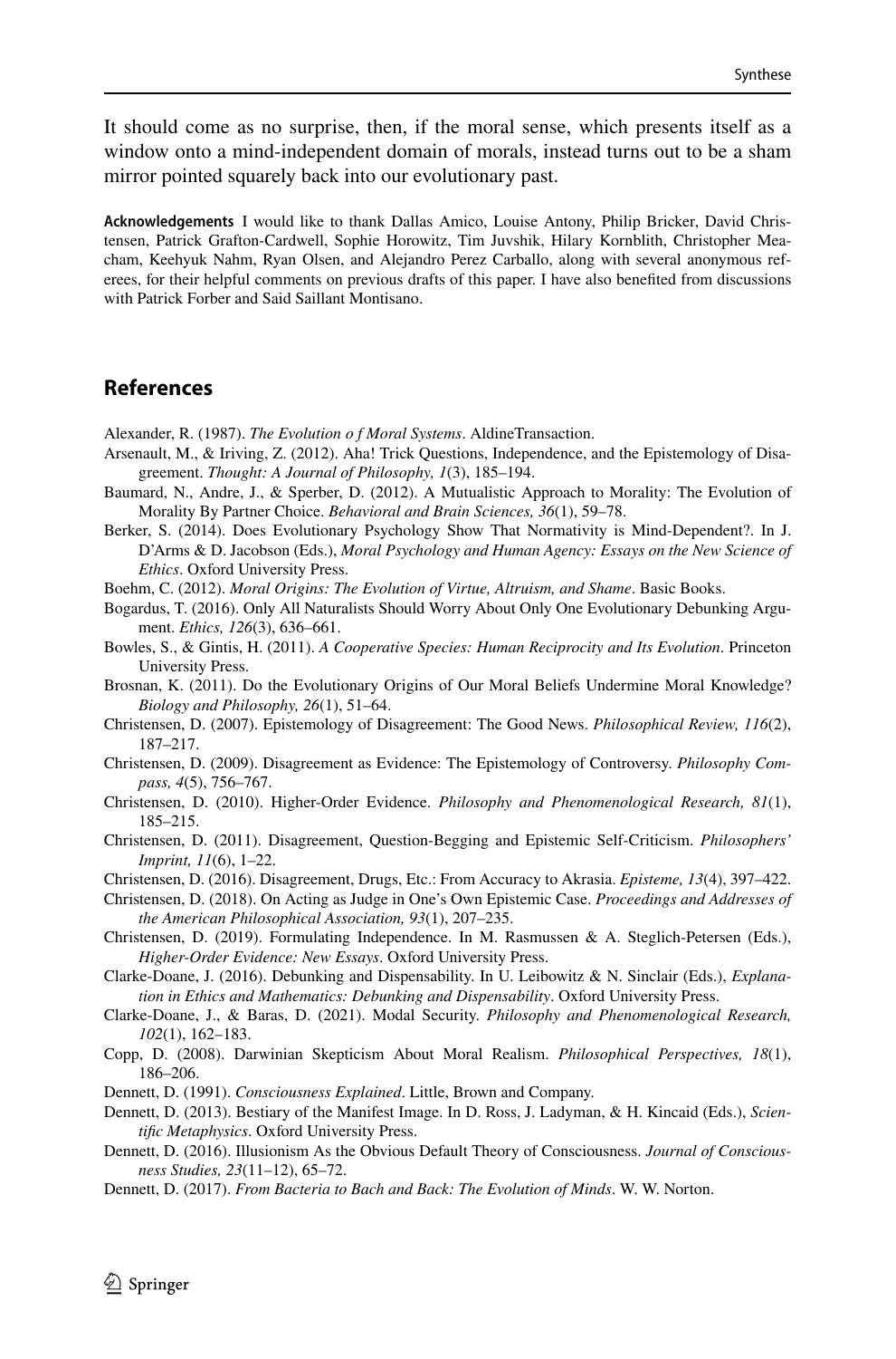It should come as no surprise, then, if the moral sense, which presents itself as a window onto a mind-independent domain of morals, instead turns out to be a sham mirror pointed squarely back into our evolutionary past.

**Acknowledgements** I would like to thank Dallas Amico, Louise Antony, Philip Bricker, David Christensen, Patrick Grafton-Cardwell, Sophie Horowitz, Tim Juvshik, Hilary Kornblith, Christopher Meacham, Keehyuk Nahm, Ryan Olsen, and Alejandro Perez Carballo, along with several anonymous referees, for their helpful comments on previous drafts of this paper. I have also benefited from discussions with Patrick Forber and Said Saillant Montisano.

## References

Alexander, R. (1987). *The Evolution o f Moral Systems*. AldineTransaction.

Arsenault, M., & Iriving, Z. (2012). Aha! Trick Questions, Independence, and the Epistemology of Disagreement. *Thought: A Journal of Philosophy, 1*(3), 185–194.

Baumard, N., Andre, J., & Sperber, D. (2012). A Mutualistic Approach to Morality: The Evolution of Morality By Partner Choice. *Behavioral and Brain Sciences, 36*(1), 59–78.

Berker, S. (2014). Does Evolutionary Psychology Show That Normativity is Mind-Dependent?. In J. D'Arms & D. Jacobson (Eds.), *Moral Psychology and Human Agency: Essays on the New Science of Ethics*. Oxford University Press.

Boehm, C. (2012). *Moral Origins: The Evolution of Virtue, Altruism, and Shame*. Basic Books.

Bogardus, T. (2016). Only All Naturalists Should Worry About Only One Evolutionary Debunking Argument. *Ethics, 126*(3), 636–661.

Bowles, S., & Gintis, H. (2011). *A Cooperative Species: Human Reciprocity and Its Evolution*. Princeton University Press.

Brosnan, K. (2011). Do the Evolutionary Origins of Our Moral Beliefs Undermine Moral Knowledge? *Biology and Philosophy, 26*(1), 51–64.

Christensen, D. (2007). Epistemology of Disagreement: The Good News. *Philosophical Review, 116*(2), 187–217.

Christensen, D. (2009). Disagreement as Evidence: The Epistemology of Controversy. *Philosophy Compass, 4*(5), 756–767.

Christensen, D. (2010). Higher-Order Evidence. *Philosophy and Phenomenological Research, 81*(1), 185–215.

Christensen, D. (2011). Disagreement, Question-Begging and Epistemic Self-Criticism. *Philosophers' Imprint, 11*(6), 1–22.

Christensen, D. (2016). Disagreement, Drugs, Etc.: From Accuracy to Akrasia. *Episteme, 13*(4), 397–422.

Christensen, D. (2018). On Acting as Judge in One's Own Epistemic Case. *Proceedings and Addresses of the American Philosophical Association, 93*(1), 207–235.

Christensen, D. (2019). Formulating Independence. In M. Rasmussen & A. Steglich-Petersen (Eds.), *Higher-Order Evidence: New Essays*. Oxford University Press.

Clarke-Doane, J. (2016). Debunking and Dispensability. In U. Leibowitz & N. Sinclair (Eds.), *Explanation in Ethics and Mathematics: Debunking and Dispensability*. Oxford University Press.

Clarke-Doane, J., & Baras, D. (2021). Modal Security. *Philosophy and Phenomenological Research, 102*(1), 162–183.

Copp, D. (2008). Darwinian Skepticism About Moral Realism. *Philosophical Perspectives, 18*(1), 186–206.

Dennett, D. (1991). *Consciousness Explained*. Little, Brown and Company.

Dennett, D. (2013). Bestiary of the Manifest Image. In D. Ross, J. Ladyman, & H. Kincaid (Eds.), *Scientific Metaphysics*. Oxford University Press.

Dennett, D. (2016). Illusionism As the Obvious Default Theory of Consciousness. *Journal of Consciousness Studies, 23*(11–12), 65–72.

Dennett, D. (2017). *From Bacteria to Bach and Back: The Evolution of Minds*. W. W. Norton.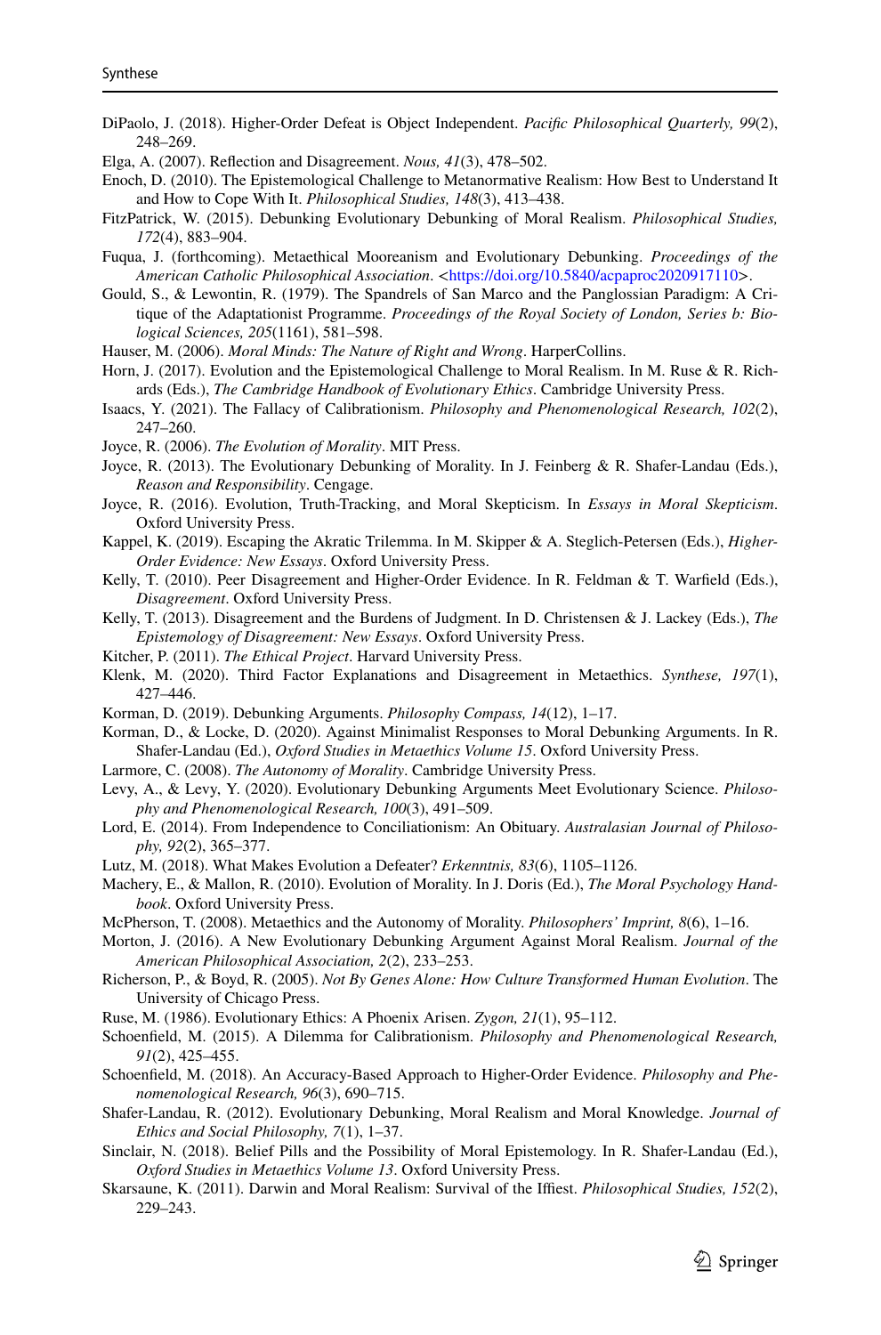DiPaolo, J. (2018). Higher-Order Defeat is Object Independent. *Pacific Philosophical Quarterly, 99*(2), 248–269.

Elga, A. (2007). Reflection and Disagreement. *Nous, 41*(3), 478–502.

Enoch, D. (2010). The Epistemological Challenge to Metanormative Realism: How Best to Understand It and How to Cope With It. *Philosophical Studies, 148*(3), 413–438.

FitzPatrick, W. (2015). Debunking Evolutionary Debunking of Moral Realism. *Philosophical Studies, 172*(4), 883–904.

Fuqua, J. (forthcoming). Metaethical Mooreanism and Evolutionary Debunking. *Proceedings of the American Catholic Philosophical Association*. <https://doi.org/10.5840/acpaproc2020917110>.

Gould, S., & Lewontin, R. (1979). The Spandrels of San Marco and the Panglossian Paradigm: A Critique of the Adaptationist Programme. *Proceedings of the Royal Society of London, Series b: Biological Sciences, 205*(1161), 581–598.

Hauser, M. (2006). *Moral Minds: The Nature of Right and Wrong*. HarperCollins.

Horn, J. (2017). Evolution and the Epistemological Challenge to Moral Realism. In M. Ruse & R. Richards (Eds.), *The Cambridge Handbook of Evolutionary Ethics*. Cambridge University Press.

Isaacs, Y. (2021). The Fallacy of Calibrationism. *Philosophy and Phenomenological Research, 102*(2), 247–260.

Joyce, R. (2006). *The Evolution of Morality*. MIT Press.

Joyce, R. (2013). The Evolutionary Debunking of Morality. In J. Feinberg & R. Shafer-Landau (Eds.), *Reason and Responsibility*. Cengage.

Joyce, R. (2016). Evolution, Truth-Tracking, and Moral Skepticism. In *Essays in Moral Skepticism*. Oxford University Press.

Kappel, K. (2019). Escaping the Akratic Trilemma. In M. Skipper & A. Steglich-Petersen (Eds.), *Higher-Order Evidence: New Essays*. Oxford University Press.

Kelly, T. (2010). Peer Disagreement and Higher-Order Evidence. In R. Feldman & T. Warfield (Eds.), *Disagreement*. Oxford University Press.

Kelly, T. (2013). Disagreement and the Burdens of Judgment. In D. Christensen & J. Lackey (Eds.), *The Epistemology of Disagreement: New Essays*. Oxford University Press.

Kitcher, P. (2011). *The Ethical Project*. Harvard University Press.

Klenk, M. (2020). Third Factor Explanations and Disagreement in Metaethics. *Synthese, 197*(1), 427–446.

Korman, D. (2019). Debunking Arguments. *Philosophy Compass, 14*(12), 1–17.

Korman, D., & Locke, D. (2020). Against Minimalist Responses to Moral Debunking Arguments. In R. Shafer-Landau (Ed.), *Oxford Studies in Metaethics Volume 15*. Oxford University Press.

Larmore, C. (2008). *The Autonomy of Morality*. Cambridge University Press.

Levy, A., & Levy, Y. (2020). Evolutionary Debunking Arguments Meet Evolutionary Science. *Philosophy and Phenomenological Research, 100*(3), 491–509.

Lord, E. (2014). From Independence to Conciliationism: An Obituary. *Australasian Journal of Philosophy, 92*(2), 365–377.

Lutz, M. (2018). What Makes Evolution a Defeater? *Erkenntnis, 83*(6), 1105–1126.

Machery, E., & Mallon, R. (2010). Evolution of Morality. In J. Doris (Ed.), *The Moral Psychology Handbook*. Oxford University Press.

McPherson, T. (2008). Metaethics and the Autonomy of Morality. *Philosophers' Imprint, 8*(6), 1–16.

Morton, J. (2016). A New Evolutionary Debunking Argument Against Moral Realism. *Journal of the American Philosophical Association, 2*(2), 233–253.

Richerson, P., & Boyd, R. (2005). *Not By Genes Alone: How Culture Transformed Human Evolution*. The University of Chicago Press.

Ruse, M. (1986). Evolutionary Ethics: A Phoenix Arisen. *Zygon, 21*(1), 95–112.

Schoenfield, M. (2015). A Dilemma for Calibrationism. *Philosophy and Phenomenological Research, 91*(2), 425–455.

Schoenfield, M. (2018). An Accuracy-Based Approach to Higher-Order Evidence. *Philosophy and Phenomenological Research, 96*(3), 690–715.

Shafer-Landau, R. (2012). Evolutionary Debunking, Moral Realism and Moral Knowledge. *Journal of Ethics and Social Philosophy, 7*(1), 1–37.

Sinclair, N. (2018). Belief Pills and the Possibility of Moral Epistemology. In R. Shafer-Landau (Ed.), *Oxford Studies in Metaethics Volume 13*. Oxford University Press.

Skarsaune, K. (2011). Darwin and Moral Realism: Survival of the Iffiest. *Philosophical Studies, 152*(2), 229–243.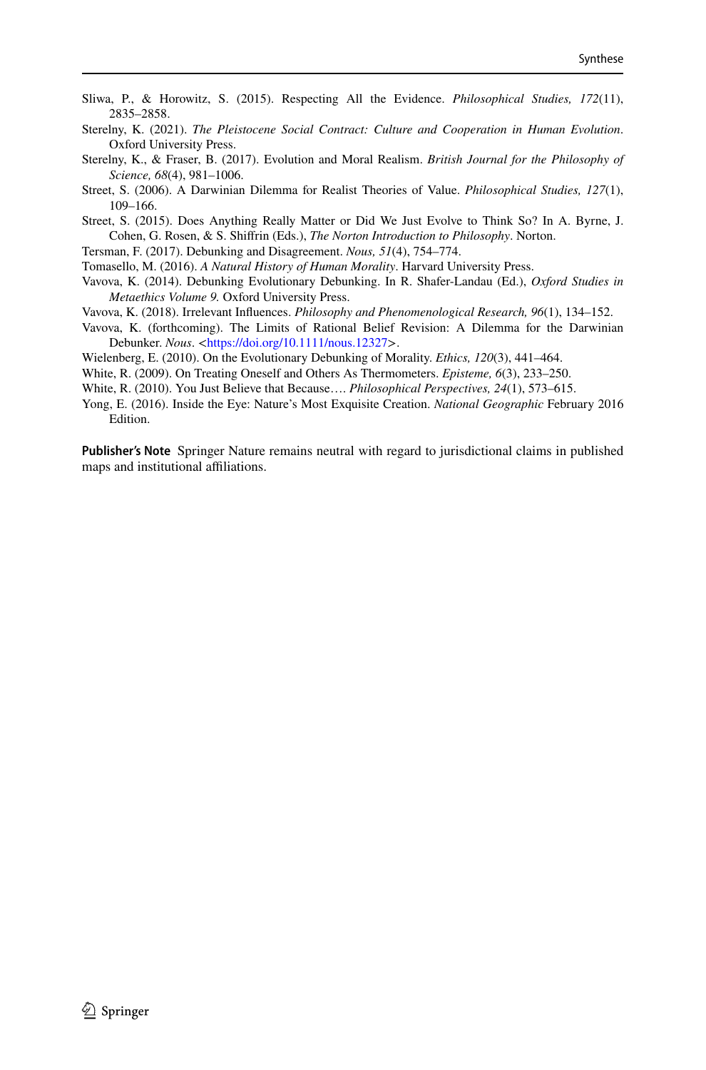Sliwa, P., & Horowitz, S. (2015). Respecting All the Evidence. *Philosophical Studies, 172*(11), 2835–2858.

Sterelny, K. (2021). *The Pleistocene Social Contract: Culture and Cooperation in Human Evolution*. Oxford University Press.

Sterelny, K., & Fraser, B. (2017). Evolution and Moral Realism. *British Journal for the Philosophy of Science, 68*(4), 981–1006.

Street, S. (2006). A Darwinian Dilemma for Realist Theories of Value. *Philosophical Studies, 127*(1), 109–166.

Street, S. (2015). Does Anything Really Matter or Did We Just Evolve to Think So? In A. Byrne, J. Cohen, G. Rosen, & S. Shiffrin (Eds.), *The Norton Introduction to Philosophy*. Norton.

Tersman, F. (2017). Debunking and Disagreement. *Nous, 51*(4), 754–774.

Tomasello, M. (2016). *A Natural History of Human Morality*. Harvard University Press.

Vavova, K. (2014). Debunking Evolutionary Debunking. In R. Shafer-Landau (Ed.), *Oxford Studies in Metaethics Volume 9.* Oxford University Press.

Vavova, K. (2018). Irrelevant Influences. *Philosophy and Phenomenological Research, 96*(1), 134–152.

Vavova, K. (forthcoming). The Limits of Rational Belief Revision: A Dilemma for the Darwinian Debunker. *Nous*. <https://doi.org/10.1111/nous.12327>.

Wielenberg, E. (2010). On the Evolutionary Debunking of Morality. *Ethics, 120*(3), 441–464.

White, R. (2009). On Treating Oneself and Others As Thermometers. *Episteme, 6*(3), 233–250.

White, R. (2010). You Just Believe that Because…. *Philosophical Perspectives, 24*(1), 573–615.

Yong, E. (2016). Inside the Eye: Nature's Most Exquisite Creation. *National Geographic* February 2016 Edition.

**Publisher's Note** Springer Nature remains neutral with regard to jurisdictional claims in published maps and institutional affiliations.